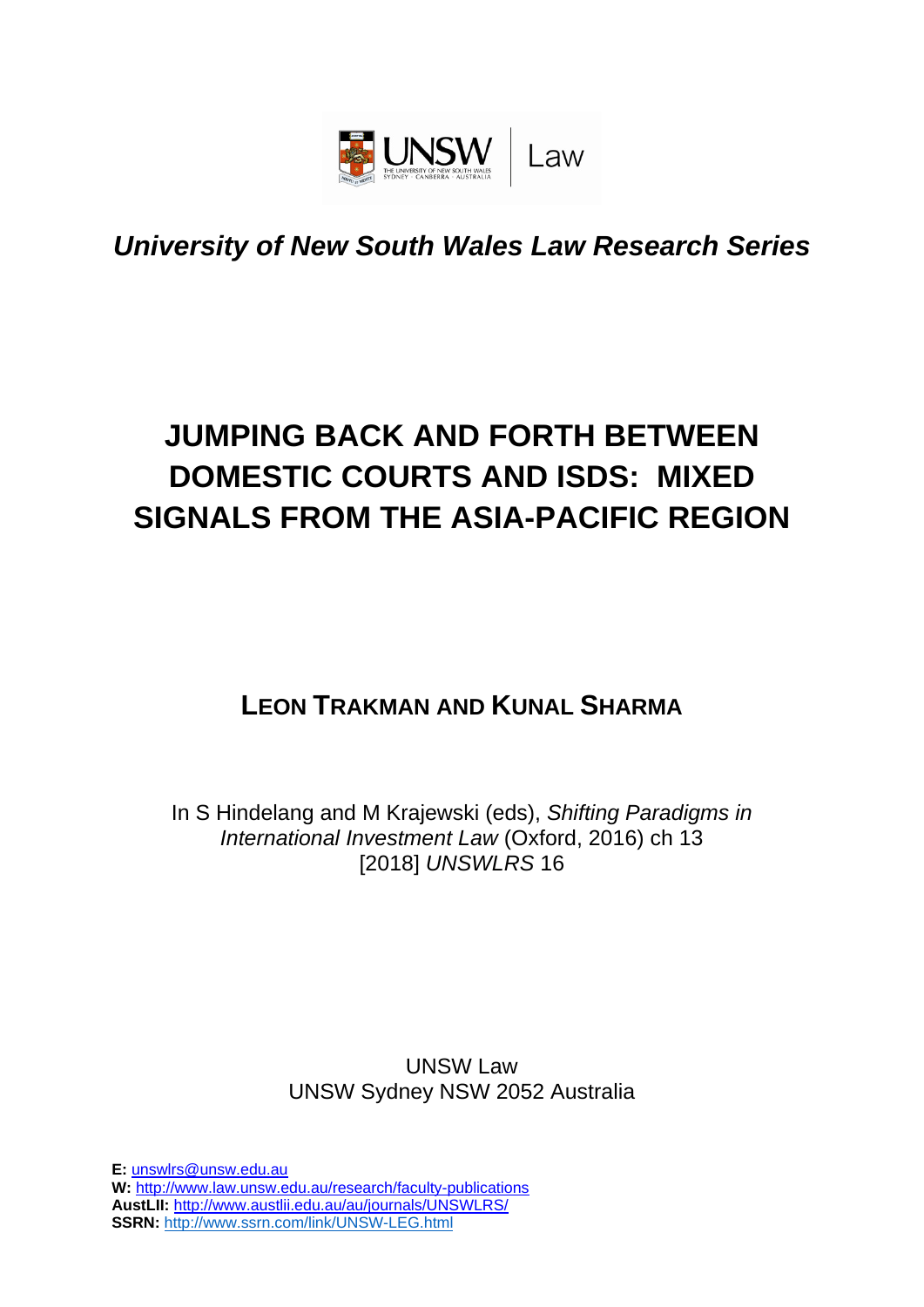*University of New South Wales Law Research Series*

# JUMPING BACK AND FORTH BETWEEN DOMESTIC COURTS AND ISDS: MIXED SIGNALS FROM THE ASIA-PACIFIC REGION

**LEON TRAKMAN AND KUNAL SHARMA**

In S Hindelang and M Krajewski (eds), *Shifting Paradigms in International Investment Law* (Oxford, 2016) ch 13
[2018] *UNSWLRS* 16

UNSW Law
UNSW Sydney NSW 2052 Australia

**E:** unswlrs@unsw.edu.au
**W:** http://www.law.unsw.edu.au/research/faculty-publications
**AustLII:** http://www.austlii.edu.au/au/journals/UNSWLRS/
**SSRN:** http://www.ssrn.com/link/UNSW-LEG.html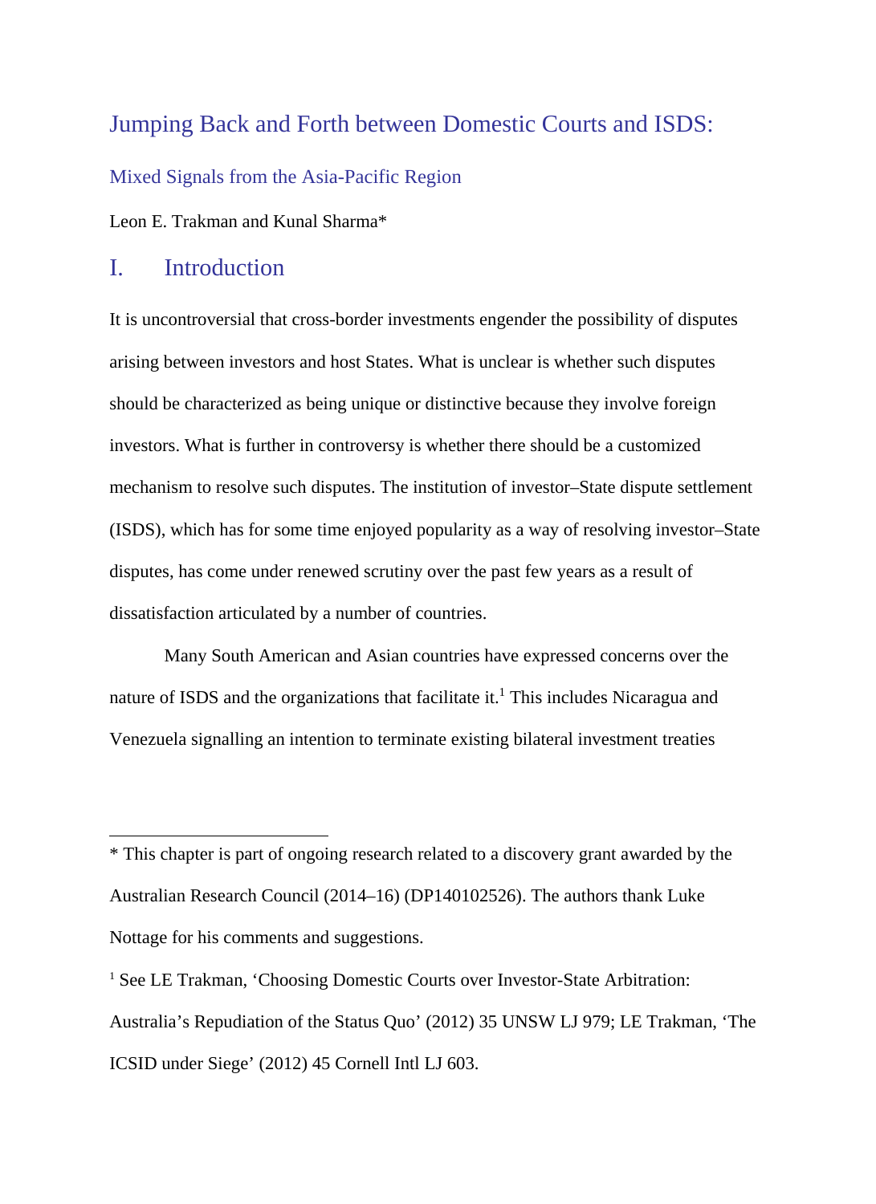# Jumping Back and Forth between Domestic Courts and ISDS:

## Mixed Signals from the Asia-Pacific Region

Leon E. Trakman and Kunal Sharma*

## I. Introduction

It is uncontroversial that cross-border investments engender the possibility of disputes arising between investors and host States. What is unclear is whether such disputes should be characterized as being unique or distinctive because they involve foreign investors. What is further in controversy is whether there should be a customized mechanism to resolve such disputes. The institution of investor–State dispute settlement (ISDS), which has for some time enjoyed popularity as a way of resolving investor–State disputes, has come under renewed scrutiny over the past few years as a result of dissatisfaction articulated by a number of countries.

Many South American and Asian countries have expressed concerns over the nature of ISDS and the organizations that facilitate it.[1] This includes Nicaragua and Venezuela signalling an intention to terminate existing bilateral investment treaties

---

* This chapter is part of ongoing research related to a discovery grant awarded by the Australian Research Council (2014–16) (DP140102526). The authors thank Luke Nottage for his comments and suggestions.

[1] See LE Trakman, 'Choosing Domestic Courts over Investor-State Arbitration: Australia's Repudiation of the Status Quo' (2012) 35 UNSW LJ 979; LE Trakman, 'The ICSID under Siege' (2012) 45 Cornell Intl LJ 603.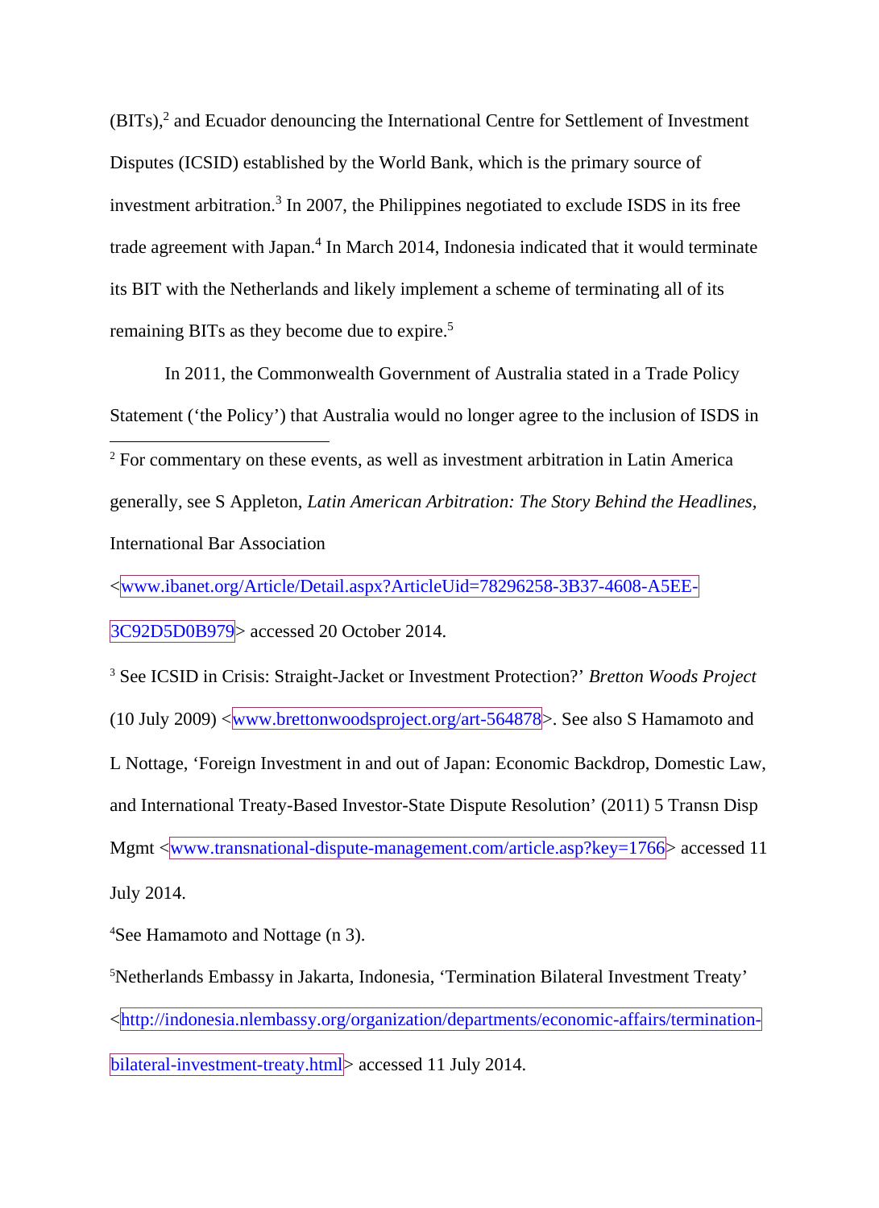(BITs),[2] and Ecuador denouncing the International Centre for Settlement of Investment Disputes (ICSID) established by the World Bank, which is the primary source of investment arbitration.[3] In 2007, the Philippines negotiated to exclude ISDS in its free trade agreement with Japan.[4] In March 2014, Indonesia indicated that it would terminate its BIT with the Netherlands and likely implement a scheme of terminating all of its remaining BITs as they become due to expire.[5]

In 2011, the Commonwealth Government of Australia stated in a Trade Policy Statement ('the Policy') that Australia would no longer agree to the inclusion of ISDS in

---

[2] For commentary on these events, as well as investment arbitration in Latin America generally, see S Appleton, *Latin American Arbitration: The Story Behind the Headlines*, International Bar Association <www.ibanet.org/Article/Detail.aspx?ArticleUid=78296258-3B37-4608-A5EE-3C92D5D0B979> accessed 20 October 2014.

[3] See ICSID in Crisis: Straight-Jacket or Investment Protection?' *Bretton Woods Project* (10 July 2009) <www.brettonwoodsproject.org/art-564878>. See also S Hamamoto and L Nottage, 'Foreign Investment in and out of Japan: Economic Backdrop, Domestic Law, and International Treaty-Based Investor-State Dispute Resolution' (2011) 5 Transn Disp Mgmt <www.transnational-dispute-management.com/article.asp?key=1766> accessed 11 July 2014.

[4] See Hamamoto and Nottage (n 3).

[5] Netherlands Embassy in Jakarta, Indonesia, 'Termination Bilateral Investment Treaty' <http://indonesia.nlembassy.org/organization/departments/economic-affairs/termination-bilateral-investment-treaty.html> accessed 11 July 2014.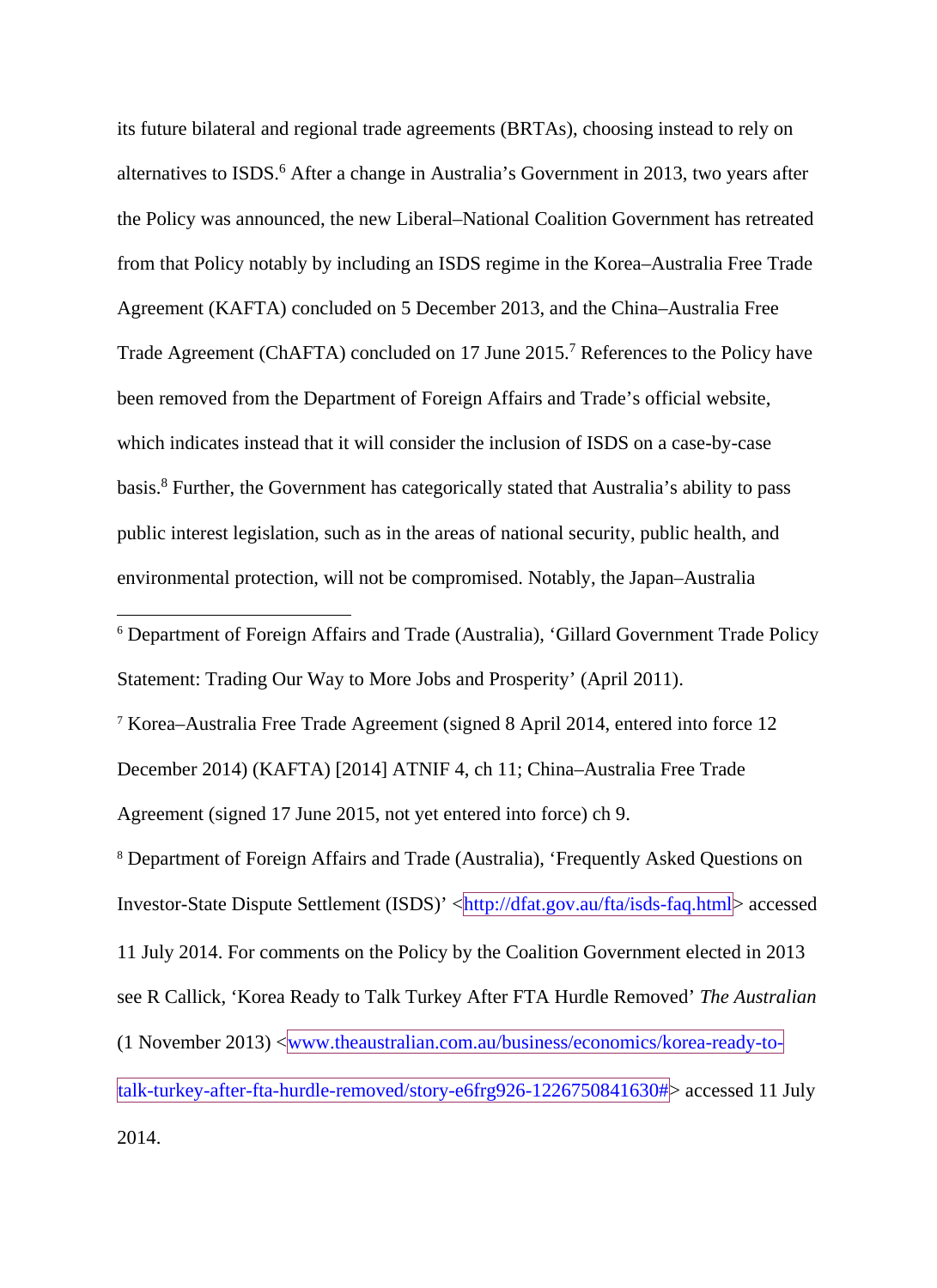its future bilateral and regional trade agreements (BRTAs), choosing instead to rely on alternatives to ISDS.[6] After a change in Australia's Government in 2013, two years after the Policy was announced, the new Liberal–National Coalition Government has retreated from that Policy notably by including an ISDS regime in the Korea–Australia Free Trade Agreement (KAFTA) concluded on 5 December 2013, and the China–Australia Free Trade Agreement (ChAFTA) concluded on 17 June 2015.[7] References to the Policy have been removed from the Department of Foreign Affairs and Trade's official website, which indicates instead that it will consider the inclusion of ISDS on a case-by-case basis.[8] Further, the Government has categorically stated that Australia's ability to pass public interest legislation, such as in the areas of national security, public health, and environmental protection, will not be compromised. Notably, the Japan–Australia

---

[6] Department of Foreign Affairs and Trade (Australia), 'Gillard Government Trade Policy Statement: Trading Our Way to More Jobs and Prosperity' (April 2011).

[7] Korea–Australia Free Trade Agreement (signed 8 April 2014, entered into force 12 December 2014) (KAFTA) [2014] ATNIF 4, ch 11; China–Australia Free Trade Agreement (signed 17 June 2015, not yet entered into force) ch 9.

[8] Department of Foreign Affairs and Trade (Australia), 'Frequently Asked Questions on Investor-State Dispute Settlement (ISDS)' <http://dfat.gov.au/fta/isds-faq.html> accessed 11 July 2014. For comments on the Policy by the Coalition Government elected in 2013 see R Callick, 'Korea Ready to Talk Turkey After FTA Hurdle Removed' *The Australian* (1 November 2013) <www.theaustralian.com.au/business/economics/korea-ready-to-talk-turkey-after-fta-hurdle-removed/story-e6frg926-1226750841630#> accessed 11 July 2014.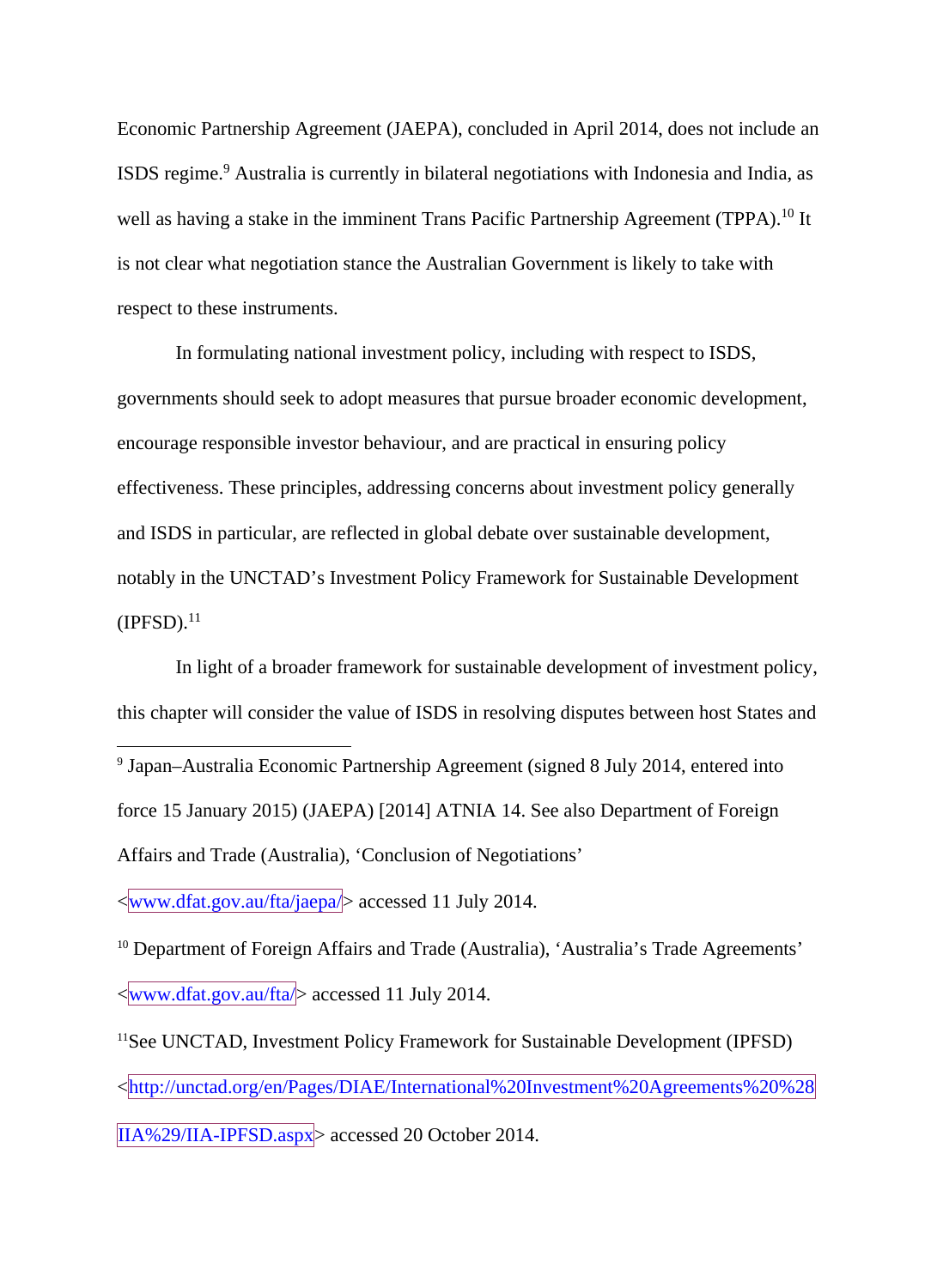Economic Partnership Agreement (JAEPA), concluded in April 2014, does not include an ISDS regime.[9] Australia is currently in bilateral negotiations with Indonesia and India, as well as having a stake in the imminent Trans Pacific Partnership Agreement (TPPA).[10] It is not clear what negotiation stance the Australian Government is likely to take with respect to these instruments.

In formulating national investment policy, including with respect to ISDS, governments should seek to adopt measures that pursue broader economic development, encourage responsible investor behaviour, and are practical in ensuring policy effectiveness. These principles, addressing concerns about investment policy generally and ISDS in particular, are reflected in global debate over sustainable development, notably in the UNCTAD's Investment Policy Framework for Sustainable Development (IPFSD).[11]

In light of a broader framework for sustainable development of investment policy, this chapter will consider the value of ISDS in resolving disputes between host States and

---

[9] Japan–Australia Economic Partnership Agreement (signed 8 July 2014, entered into force 15 January 2015) (JAEPA) [2014] ATNIA 14. See also Department of Foreign Affairs and Trade (Australia), 'Conclusion of Negotiations' <www.dfat.gov.au/fta/jaepa/> accessed 11 July 2014.

[10] Department of Foreign Affairs and Trade (Australia), 'Australia's Trade Agreements' <www.dfat.gov.au/fta/> accessed 11 July 2014.

[11] See UNCTAD, Investment Policy Framework for Sustainable Development (IPFSD) <http://unctad.org/en/Pages/DIAE/International%20Investment%20Agreements%20%28IIA%29/IIA-IPFSD.aspx> accessed 20 October 2014.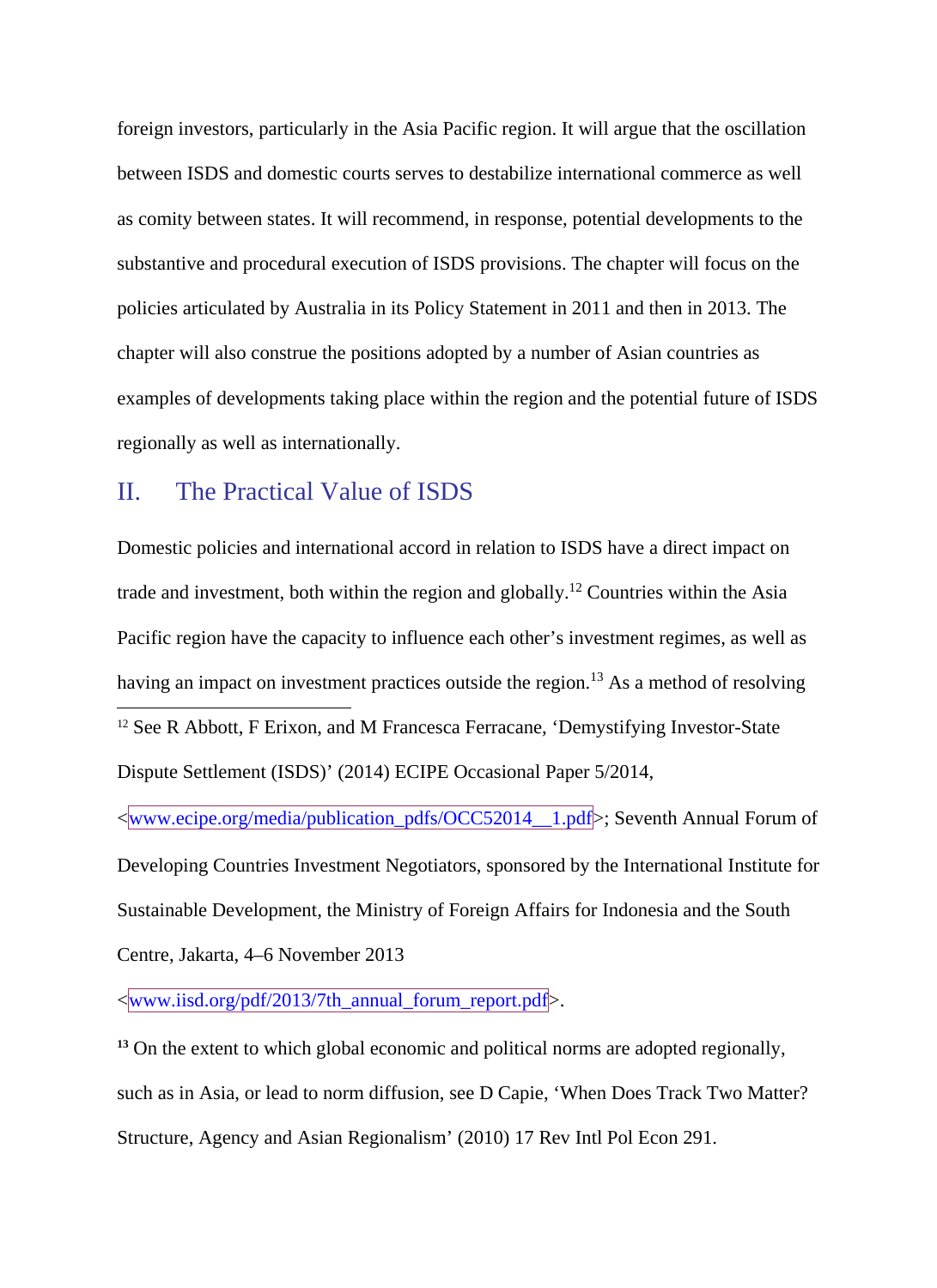foreign investors, particularly in the Asia Pacific region. It will argue that the oscillation between ISDS and domestic courts serves to destabilize international commerce as well as comity between states. It will recommend, in response, potential developments to the substantive and procedural execution of ISDS provisions. The chapter will focus on the policies articulated by Australia in its Policy Statement in 2011 and then in 2013. The chapter will also construe the positions adopted by a number of Asian countries as examples of developments taking place within the region and the potential future of ISDS regionally as well as internationally.

## II. The Practical Value of ISDS

Domestic policies and international accord in relation to ISDS have a direct impact on trade and investment, both within the region and globally.[12] Countries within the Asia Pacific region have the capacity to influence each other's investment regimes, as well as having an impact on investment practices outside the region.[13] As a method of resolving

---

[12] See R Abbott, F Erixon, and M Francesca Ferracane, 'Demystifying Investor-State Dispute Settlement (ISDS)' (2014) ECIPE Occasional Paper 5/2014, <www.ecipe.org/media/publication_pdfs/OCC52014__1.pdf>; Seventh Annual Forum of Developing Countries Investment Negotiators, sponsored by the International Institute for Sustainable Development, the Ministry of Foreign Affairs for Indonesia and the South Centre, Jakarta, 4–6 November 2013 <www.iisd.org/pdf/2013/7th_annual_forum_report.pdf>.

[13] On the extent to which global economic and political norms are adopted regionally, such as in Asia, or lead to norm diffusion, see D Capie, 'When Does Track Two Matter? Structure, Agency and Asian Regionalism' (2010) 17 Rev Intl Pol Econ 291.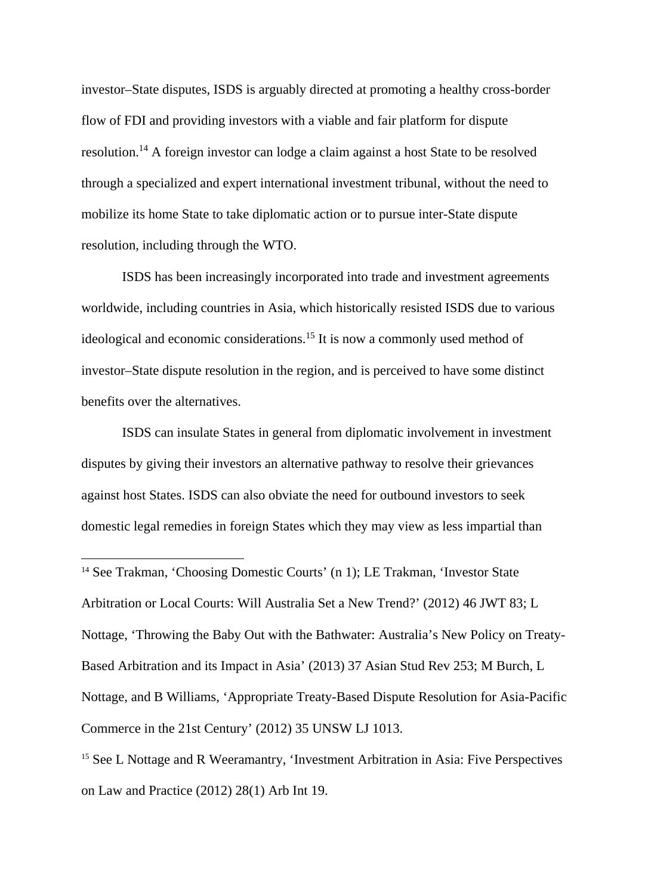investor–State disputes, ISDS is arguably directed at promoting a healthy cross-border flow of FDI and providing investors with a viable and fair platform for dispute resolution.[14] A foreign investor can lodge a claim against a host State to be resolved through a specialized and expert international investment tribunal, without the need to mobilize its home State to take diplomatic action or to pursue inter-State dispute resolution, including through the WTO.

ISDS has been increasingly incorporated into trade and investment agreements worldwide, including countries in Asia, which historically resisted ISDS due to various ideological and economic considerations.[15] It is now a commonly used method of investor–State dispute resolution in the region, and is perceived to have some distinct benefits over the alternatives.

ISDS can insulate States in general from diplomatic involvement in investment disputes by giving their investors an alternative pathway to resolve their grievances against host States. ISDS can also obviate the need for outbound investors to seek domestic legal remedies in foreign States which they may view as less impartial than

---

[14] See Trakman, 'Choosing Domestic Courts' (n 1); LE Trakman, 'Investor State Arbitration or Local Courts: Will Australia Set a New Trend?' (2012) 46 JWT 83; L Nottage, 'Throwing the Baby Out with the Bathwater: Australia's New Policy on Treaty-Based Arbitration and its Impact in Asia' (2013) 37 Asian Stud Rev 253; M Burch, L Nottage, and B Williams, 'Appropriate Treaty-Based Dispute Resolution for Asia-Pacific Commerce in the 21st Century' (2012) 35 UNSW LJ 1013.

[15] See L Nottage and R Weeramantry, 'Investment Arbitration in Asia: Five Perspectives on Law and Practice (2012) 28(1) Arb Int 19.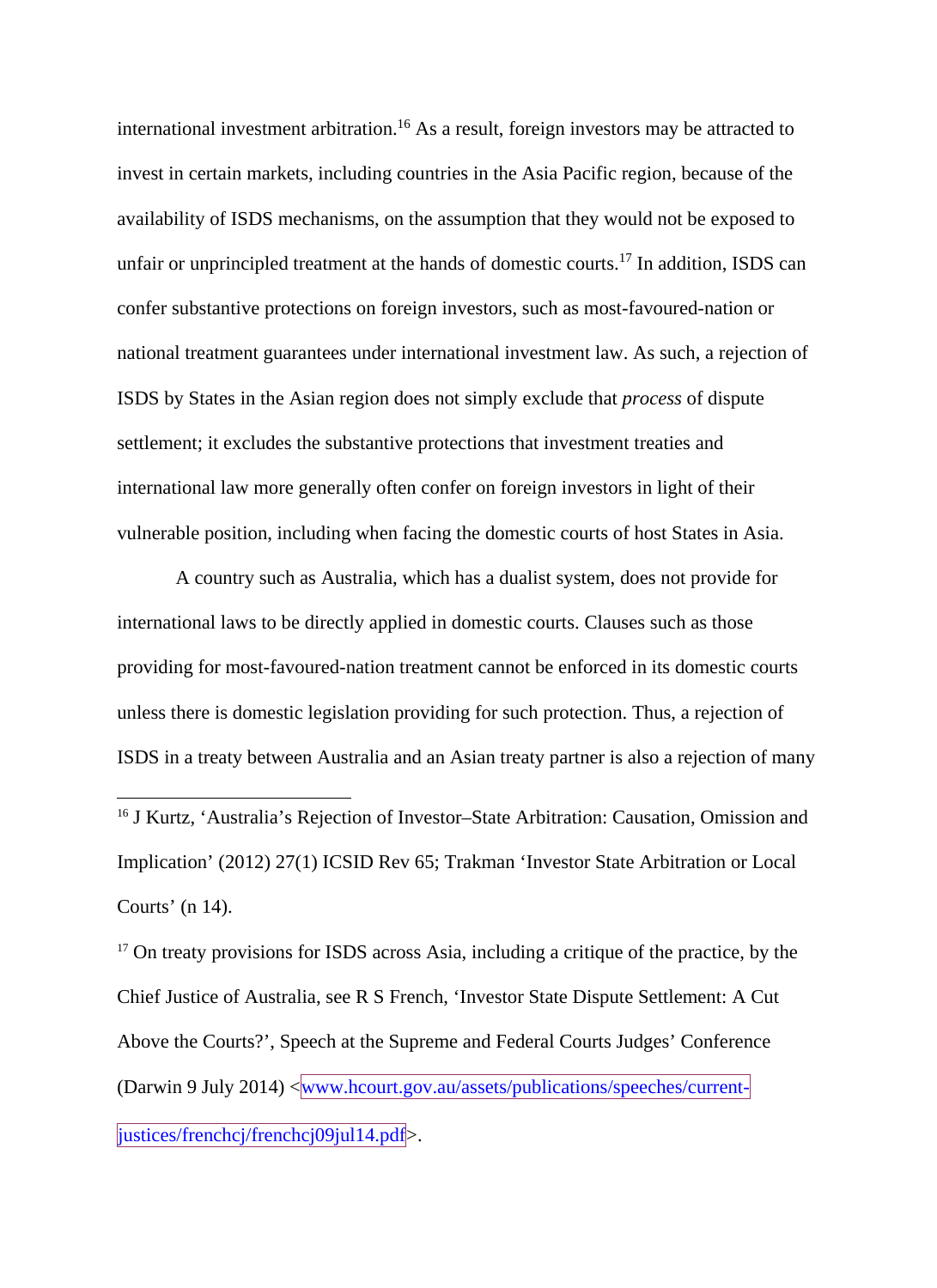international investment arbitration.[16] As a result, foreign investors may be attracted to invest in certain markets, including countries in the Asia Pacific region, because of the availability of ISDS mechanisms, on the assumption that they would not be exposed to unfair or unprincipled treatment at the hands of domestic courts.[17] In addition, ISDS can confer substantive protections on foreign investors, such as most-favoured-nation or national treatment guarantees under international investment law. As such, a rejection of ISDS by States in the Asian region does not simply exclude that *process* of dispute settlement; it excludes the substantive protections that investment treaties and international law more generally often confer on foreign investors in light of their vulnerable position, including when facing the domestic courts of host States in Asia.

A country such as Australia, which has a dualist system, does not provide for international laws to be directly applied in domestic courts. Clauses such as those providing for most-favoured-nation treatment cannot be enforced in its domestic courts unless there is domestic legislation providing for such protection. Thus, a rejection of ISDS in a treaty between Australia and an Asian treaty partner is also a rejection of many

---

[16] J Kurtz, 'Australia's Rejection of Investor–State Arbitration: Causation, Omission and Implication' (2012) 27(1) ICSID Rev 65; Trakman 'Investor State Arbitration or Local Courts' (n 14).

[17] On treaty provisions for ISDS across Asia, including a critique of the practice, by the Chief Justice of Australia, see R S French, 'Investor State Dispute Settlement: A Cut Above the Courts?', Speech at the Supreme and Federal Courts Judges' Conference (Darwin 9 July 2014) <www.hcourt.gov.au/assets/publications/speeches/current-justices/frenchcj/frenchcj09jul14.pdf>.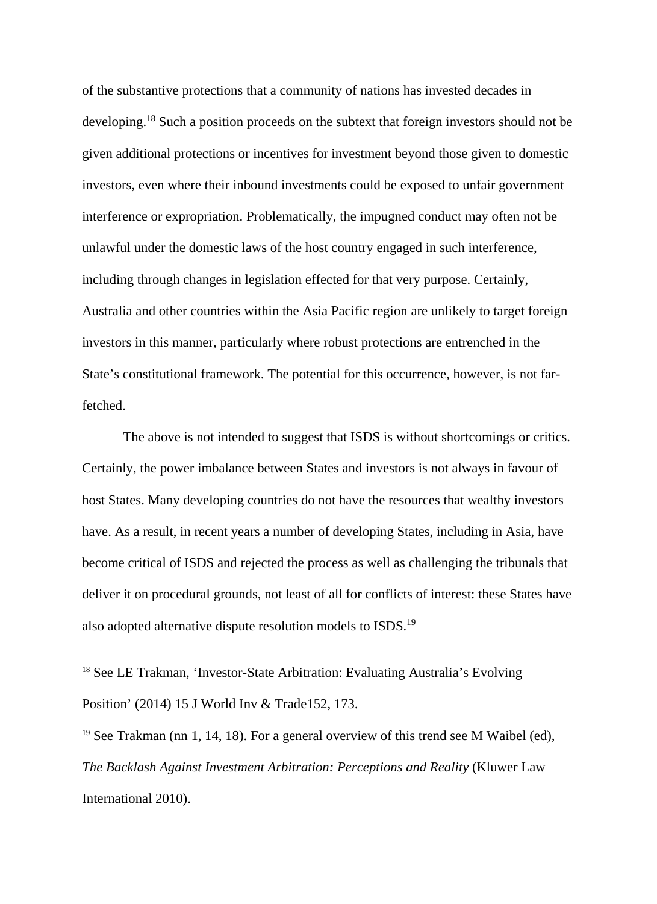of the substantive protections that a community of nations has invested decades in developing.[18] Such a position proceeds on the subtext that foreign investors should not be given additional protections or incentives for investment beyond those given to domestic investors, even where their inbound investments could be exposed to unfair government interference or expropriation. Problematically, the impugned conduct may often not be unlawful under the domestic laws of the host country engaged in such interference, including through changes in legislation effected for that very purpose. Certainly, Australia and other countries within the Asia Pacific region are unlikely to target foreign investors in this manner, particularly where robust protections are entrenched in the State's constitutional framework. The potential for this occurrence, however, is not far-fetched.

The above is not intended to suggest that ISDS is without shortcomings or critics. Certainly, the power imbalance between States and investors is not always in favour of host States. Many developing countries do not have the resources that wealthy investors have. As a result, in recent years a number of developing States, including in Asia, have become critical of ISDS and rejected the process as well as challenging the tribunals that deliver it on procedural grounds, not least of all for conflicts of interest: these States have also adopted alternative dispute resolution models to ISDS.[19]

---

[18] See LE Trakman, 'Investor-State Arbitration: Evaluating Australia's Evolving Position' (2014) 15 J World Inv & Trade152, 173.

[19] See Trakman (nn 1, 14, 18). For a general overview of this trend see M Waibel (ed), *The Backlash Against Investment Arbitration: Perceptions and Reality* (Kluwer Law International 2010).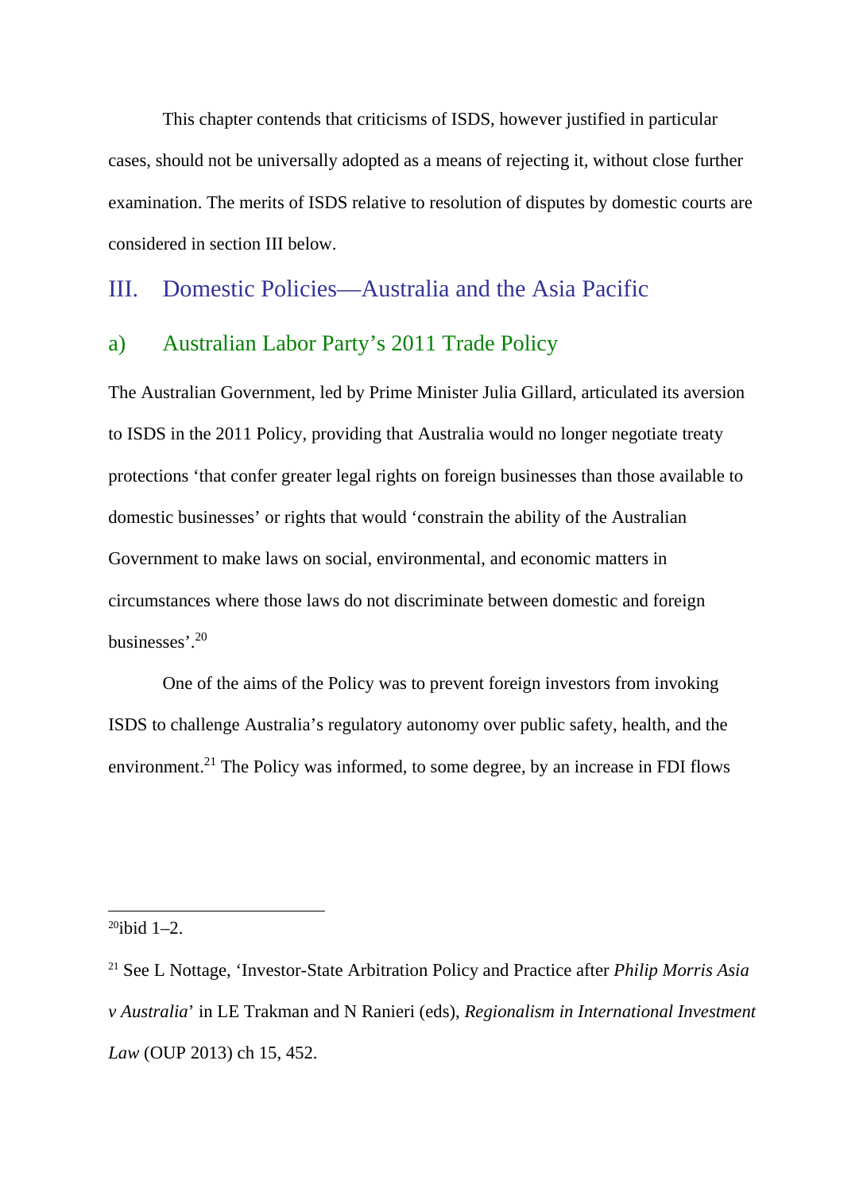This chapter contends that criticisms of ISDS, however justified in particular cases, should not be universally adopted as a means of rejecting it, without close further examination. The merits of ISDS relative to resolution of disputes by domestic courts are considered in section III below.

## III. Domestic Policies—Australia and the Asia Pacific

### a) Australian Labor Party's 2011 Trade Policy

The Australian Government, led by Prime Minister Julia Gillard, articulated its aversion to ISDS in the 2011 Policy, providing that Australia would no longer negotiate treaty protections 'that confer greater legal rights on foreign businesses than those available to domestic businesses' or rights that would 'constrain the ability of the Australian Government to make laws on social, environmental, and economic matters in circumstances where those laws do not discriminate between domestic and foreign businesses'.[20]

One of the aims of the Policy was to prevent foreign investors from invoking ISDS to challenge Australia's regulatory autonomy over public safety, health, and the environment.[21] The Policy was informed, to some degree, by an increase in FDI flows

---

[20] ibid 1–2.

[21] See L Nottage, 'Investor-State Arbitration Policy and Practice after *Philip Morris Asia v Australia*' in LE Trakman and N Ranieri (eds), *Regionalism in International Investment Law* (OUP 2013) ch 15, 452.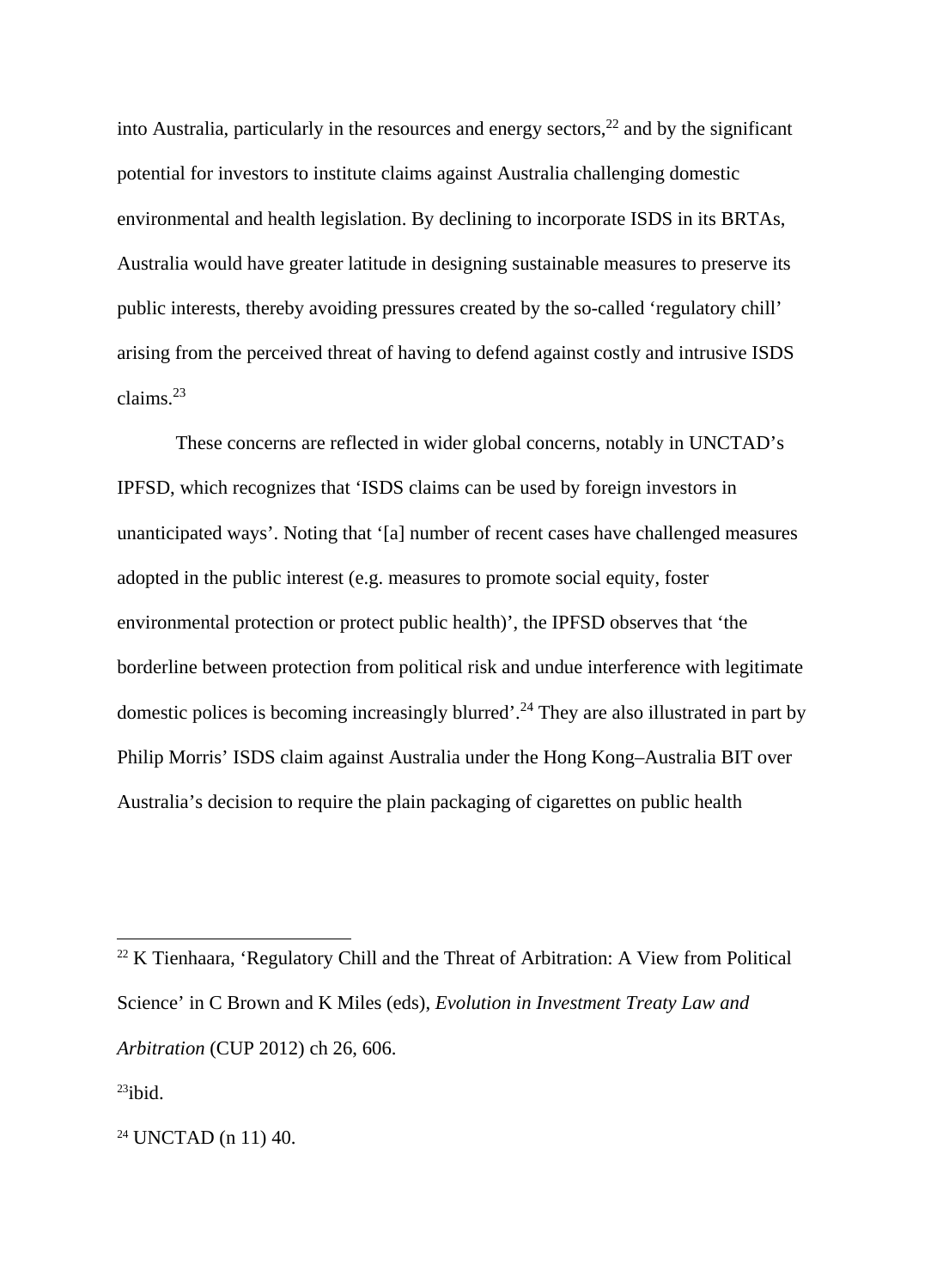into Australia, particularly in the resources and energy sectors,[22] and by the significant potential for investors to institute claims against Australia challenging domestic environmental and health legislation. By declining to incorporate ISDS in its BRTAs, Australia would have greater latitude in designing sustainable measures to preserve its public interests, thereby avoiding pressures created by the so-called 'regulatory chill' arising from the perceived threat of having to defend against costly and intrusive ISDS claims.[23]

These concerns are reflected in wider global concerns, notably in UNCTAD's IPFSD, which recognizes that 'ISDS claims can be used by foreign investors in unanticipated ways'. Noting that '[a] number of recent cases have challenged measures adopted in the public interest (e.g. measures to promote social equity, foster environmental protection or protect public health)', the IPFSD observes that 'the borderline between protection from political risk and undue interference with legitimate domestic polices is becoming increasingly blurred'.[24] They are also illustrated in part by Philip Morris' ISDS claim against Australia under the Hong Kong–Australia BIT over Australia's decision to require the plain packaging of cigarettes on public health

---

[22] K Tienhaara, 'Regulatory Chill and the Threat of Arbitration: A View from Political Science' in C Brown and K Miles (eds), *Evolution in Investment Treaty Law and Arbitration* (CUP 2012) ch 26, 606.

[23] ibid.

[24] UNCTAD (n 11) 40.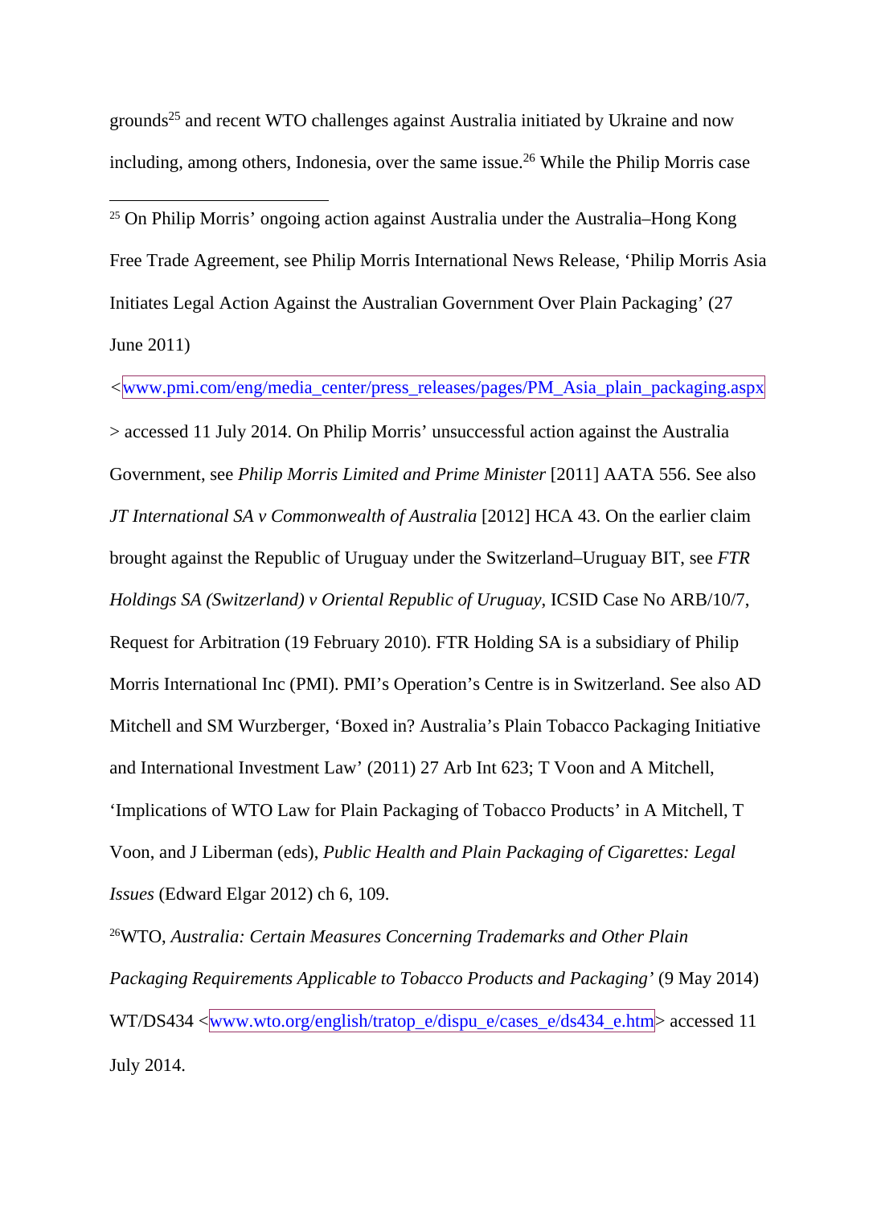grounds[25] and recent WTO challenges against Australia initiated by Ukraine and now including, among others, Indonesia, over the same issue.[26] While the Philip Morris case

---

[25] On Philip Morris' ongoing action against Australia under the Australia–Hong Kong Free Trade Agreement, see Philip Morris International News Release, 'Philip Morris Asia Initiates Legal Action Against the Australian Government Over Plain Packaging' (27 June 2011) <www.pmi.com/eng/media_center/press_releases/pages/PM_Asia_plain_packaging.aspx> accessed 11 July 2014. On Philip Morris' unsuccessful action against the Australia Government, see *Philip Morris Limited and Prime Minister* [2011] AATA 556. See also *JT International SA v Commonwealth of Australia* [2012] HCA 43. On the earlier claim brought against the Republic of Uruguay under the Switzerland–Uruguay BIT, see *FTR Holdings SA (Switzerland) v Oriental Republic of Uruguay*, ICSID Case No ARB/10/7, Request for Arbitration (19 February 2010). FTR Holding SA is a subsidiary of Philip Morris International Inc (PMI). PMI's Operation's Centre is in Switzerland. See also AD Mitchell and SM Wurzberger, 'Boxed in? Australia's Plain Tobacco Packaging Initiative and International Investment Law' (2011) 27 Arb Int 623; T Voon and A Mitchell, 'Implications of WTO Law for Plain Packaging of Tobacco Products' in A Mitchell, T Voon, and J Liberman (eds), *Public Health and Plain Packaging of Cigarettes: Legal Issues* (Edward Elgar 2012) ch 6, 109.

[26] WTO, *Australia: Certain Measures Concerning Trademarks and Other Plain Packaging Requirements Applicable to Tobacco Products and Packaging'* (9 May 2014) WT/DS434 <www.wto.org/english/tratop_e/dispu_e/cases_e/ds434_e.htm> accessed 11 July 2014.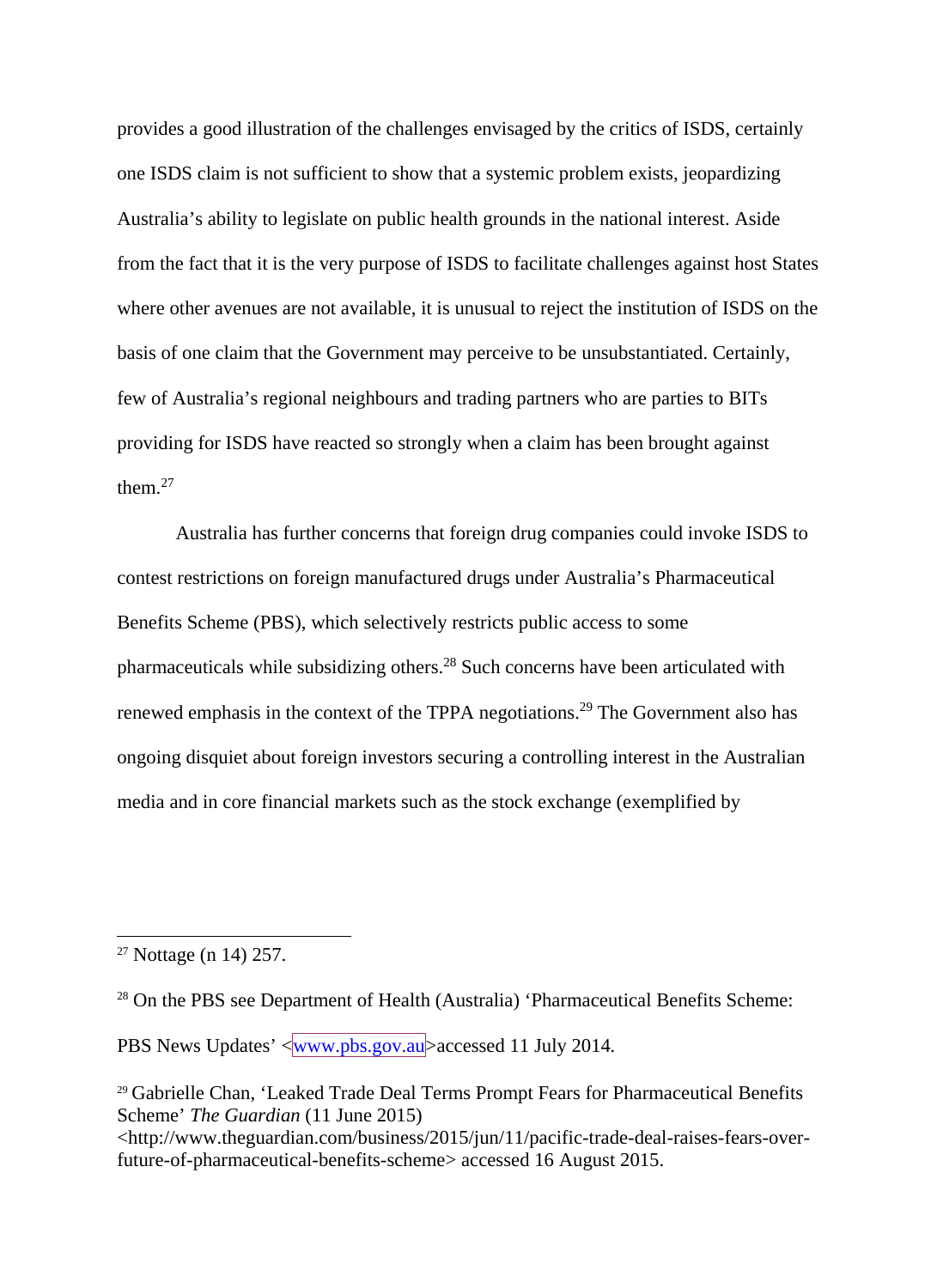provides a good illustration of the challenges envisaged by the critics of ISDS, certainly one ISDS claim is not sufficient to show that a systemic problem exists, jeopardizing Australia's ability to legislate on public health grounds in the national interest. Aside from the fact that it is the very purpose of ISDS to facilitate challenges against host States where other avenues are not available, it is unusual to reject the institution of ISDS on the basis of one claim that the Government may perceive to be unsubstantiated. Certainly, few of Australia's regional neighbours and trading partners who are parties to BITs providing for ISDS have reacted so strongly when a claim has been brought against them.[27]

Australia has further concerns that foreign drug companies could invoke ISDS to contest restrictions on foreign manufactured drugs under Australia's Pharmaceutical Benefits Scheme (PBS), which selectively restricts public access to some pharmaceuticals while subsidizing others.[28] Such concerns have been articulated with renewed emphasis in the context of the TPPA negotiations.[29] The Government also has ongoing disquiet about foreign investors securing a controlling interest in the Australian media and in core financial markets such as the stock exchange (exemplified by

---

[27] Nottage (n 14) 257.

[28] On the PBS see Department of Health (Australia) 'Pharmaceutical Benefits Scheme: PBS News Updates' <www.pbs.gov.au>accessed 11 July 2014.

[29] Gabrielle Chan, 'Leaked Trade Deal Terms Prompt Fears for Pharmaceutical Benefits Scheme' *The Guardian* (11 June 2015) <http://www.theguardian.com/business/2015/jun/11/pacific-trade-deal-raises-fears-over-future-of-pharmaceutical-benefits-scheme> accessed 16 August 2015.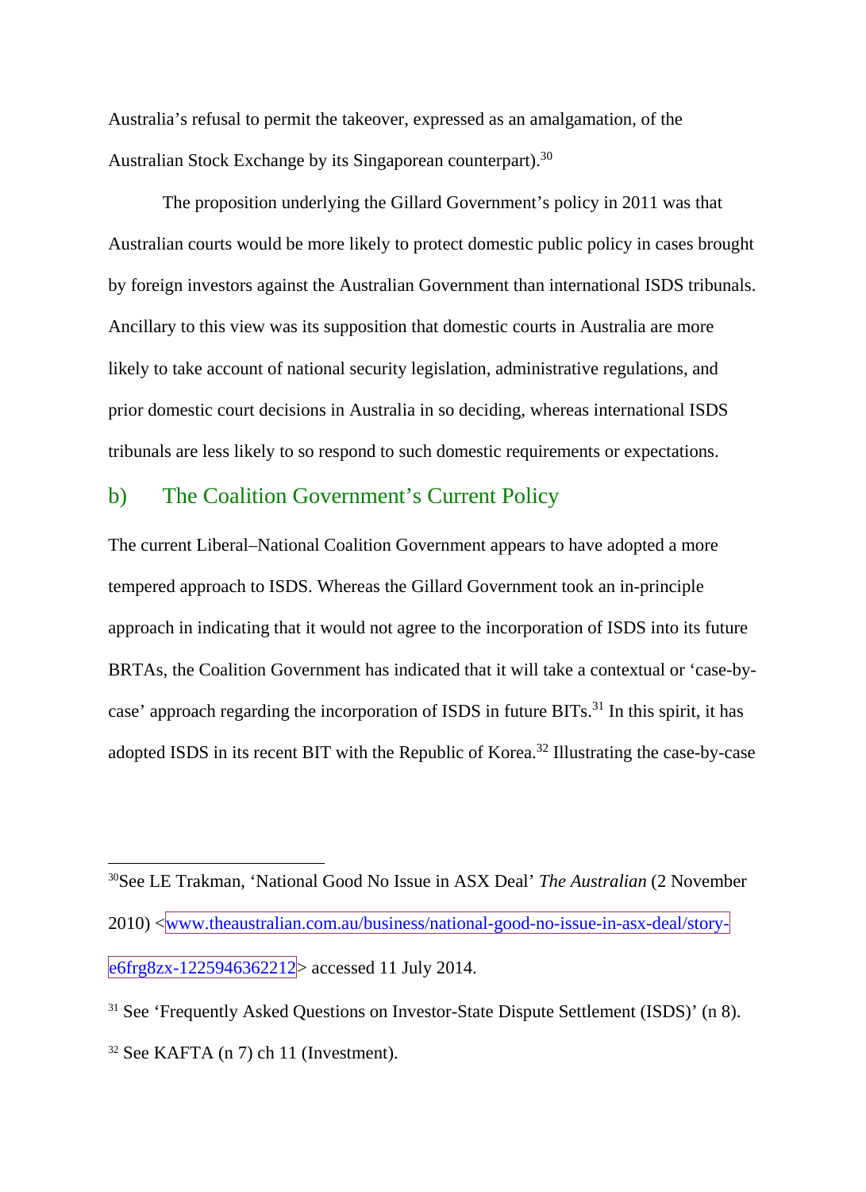Australia's refusal to permit the takeover, expressed as an amalgamation, of the Australian Stock Exchange by its Singaporean counterpart).[30]

The proposition underlying the Gillard Government's policy in 2011 was that Australian courts would be more likely to protect domestic public policy in cases brought by foreign investors against the Australian Government than international ISDS tribunals. Ancillary to this view was its supposition that domestic courts in Australia are more likely to take account of national security legislation, administrative regulations, and prior domestic court decisions in Australia in so deciding, whereas international ISDS tribunals are less likely to so respond to such domestic requirements or expectations.

### b) The Coalition Government's Current Policy

The current Liberal–National Coalition Government appears to have adopted a more tempered approach to ISDS. Whereas the Gillard Government took an in-principle approach in indicating that it would not agree to the incorporation of ISDS into its future BRTAs, the Coalition Government has indicated that it will take a contextual or 'case-by-case' approach regarding the incorporation of ISDS in future BITs.[31] In this spirit, it has adopted ISDS in its recent BIT with the Republic of Korea.[32] Illustrating the case-by-case

---

[30] See LE Trakman, 'National Good No Issue in ASX Deal' *The Australian* (2 November 2010) <www.theaustralian.com.au/business/national-good-no-issue-in-asx-deal/story-e6frg8zx-1225946362212> accessed 11 July 2014.

[31] See 'Frequently Asked Questions on Investor-State Dispute Settlement (ISDS)' (n 8).

[32] See KAFTA (n 7) ch 11 (Investment).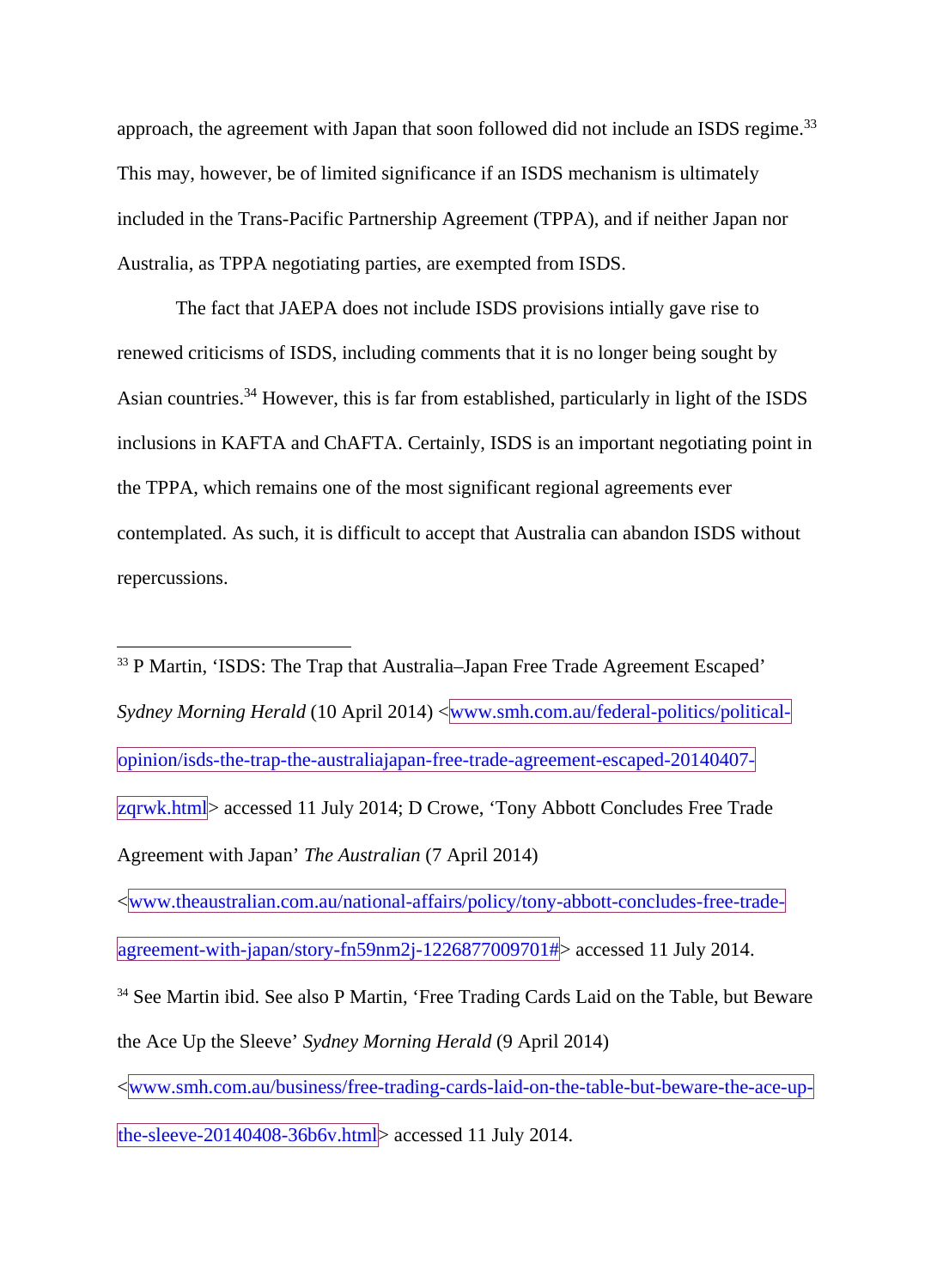approach, the agreement with Japan that soon followed did not include an ISDS regime.[33] This may, however, be of limited significance if an ISDS mechanism is ultimately included in the Trans-Pacific Partnership Agreement (TPPA), and if neither Japan nor Australia, as TPPA negotiating parties, are exempted from ISDS.

The fact that JAEPA does not include ISDS provisions intially gave rise to renewed criticisms of ISDS, including comments that it is no longer being sought by Asian countries.[34] However, this is far from established, particularly in light of the ISDS inclusions in KAFTA and ChAFTA. Certainly, ISDS is an important negotiating point in the TPPA, which remains one of the most significant regional agreements ever contemplated. As such, it is difficult to accept that Australia can abandon ISDS without repercussions.

---

[33] P Martin, 'ISDS: The Trap that Australia–Japan Free Trade Agreement Escaped' *Sydney Morning Herald* (10 April 2014) <www.smh.com.au/federal-politics/political-opinion/isds-the-trap-the-australiajapan-free-trade-agreement-escaped-20140407-zqrwk.html> accessed 11 July 2014; D Crowe, 'Tony Abbott Concludes Free Trade Agreement with Japan' *The Australian* (7 April 2014) <www.theaustralian.com.au/national-affairs/policy/tony-abbott-concludes-free-trade-agreement-with-japan/story-fn59nm2j-1226877009701#> accessed 11 July 2014.

[34] See Martin ibid. See also P Martin, 'Free Trading Cards Laid on the Table, but Beware the Ace Up the Sleeve' *Sydney Morning Herald* (9 April 2014) <www.smh.com.au/business/free-trading-cards-laid-on-the-table-but-beware-the-ace-up-the-sleeve-20140408-36b6v.html> accessed 11 July 2014.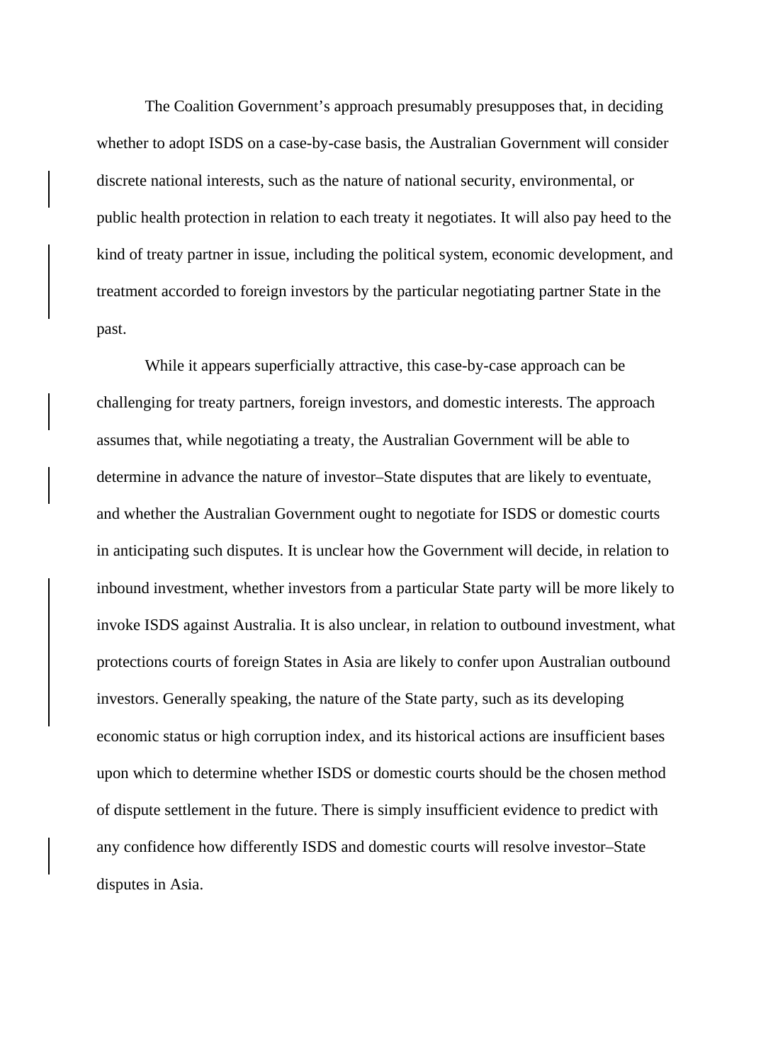The Coalition Government's approach presumably presupposes that, in deciding whether to adopt ISDS on a case-by-case basis, the Australian Government will consider discrete national interests, such as the nature of national security, environmental, or public health protection in relation to each treaty it negotiates. It will also pay heed to the kind of treaty partner in issue, including the political system, economic development, and treatment accorded to foreign investors by the particular negotiating partner State in the past.

While it appears superficially attractive, this case-by-case approach can be challenging for treaty partners, foreign investors, and domestic interests. The approach assumes that, while negotiating a treaty, the Australian Government will be able to determine in advance the nature of investor–State disputes that are likely to eventuate, and whether the Australian Government ought to negotiate for ISDS or domestic courts in anticipating such disputes. It is unclear how the Government will decide, in relation to inbound investment, whether investors from a particular State party will be more likely to invoke ISDS against Australia. It is also unclear, in relation to outbound investment, what protections courts of foreign States in Asia are likely to confer upon Australian outbound investors. Generally speaking, the nature of the State party, such as its developing economic status or high corruption index, and its historical actions are insufficient bases upon which to determine whether ISDS or domestic courts should be the chosen method of dispute settlement in the future. There is simply insufficient evidence to predict with any confidence how differently ISDS and domestic courts will resolve investor–State disputes in Asia.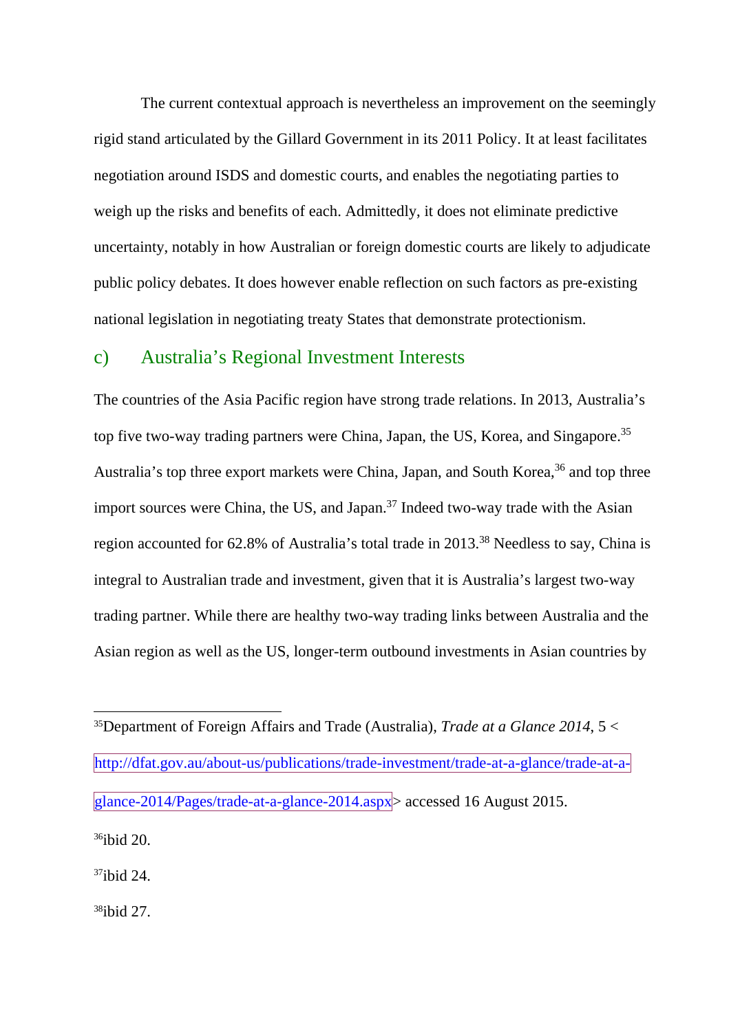The current contextual approach is nevertheless an improvement on the seemingly rigid stand articulated by the Gillard Government in its 2011 Policy. It at least facilitates negotiation around ISDS and domestic courts, and enables the negotiating parties to weigh up the risks and benefits of each. Admittedly, it does not eliminate predictive uncertainty, notably in how Australian or foreign domestic courts are likely to adjudicate public policy debates. It does however enable reflection on such factors as pre-existing national legislation in negotiating treaty States that demonstrate protectionism.

### c) Australia's Regional Investment Interests

The countries of the Asia Pacific region have strong trade relations. In 2013, Australia's top five two-way trading partners were China, Japan, the US, Korea, and Singapore.[35] Australia's top three export markets were China, Japan, and South Korea,[36] and top three import sources were China, the US, and Japan.[37] Indeed two-way trade with the Asian region accounted for 62.8% of Australia's total trade in 2013.[38] Needless to say, China is integral to Australian trade and investment, given that it is Australia's largest two-way trading partner. While there are healthy two-way trading links between Australia and the Asian region as well as the US, longer-term outbound investments in Asian countries by

---

[35] Department of Foreign Affairs and Trade (Australia), *Trade at a Glance 2014*, 5 <http://dfat.gov.au/about-us/publications/trade-investment/trade-at-a-glance/trade-at-a-glance-2014/Pages/trade-at-a-glance-2014.aspx> accessed 16 August 2015.

[36] ibid 20.

[37] ibid 24.

[38] ibid 27.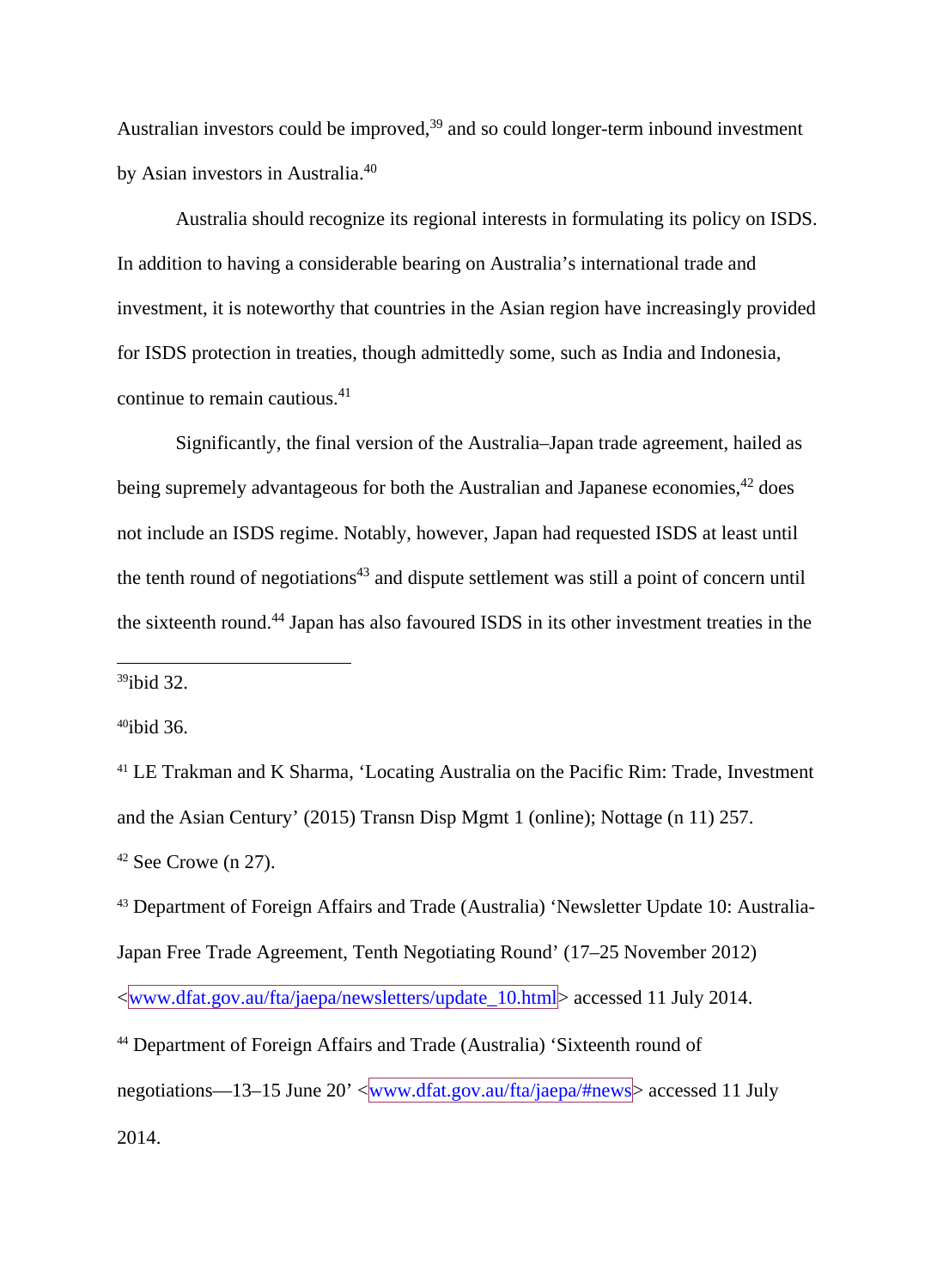Australian investors could be improved,[39] and so could longer-term inbound investment by Asian investors in Australia.[40]

Australia should recognize its regional interests in formulating its policy on ISDS. In addition to having a considerable bearing on Australia's international trade and investment, it is noteworthy that countries in the Asian region have increasingly provided for ISDS protection in treaties, though admittedly some, such as India and Indonesia, continue to remain cautious.[41]

Significantly, the final version of the Australia–Japan trade agreement, hailed as being supremely advantageous for both the Australian and Japanese economies,[42] does not include an ISDS regime. Notably, however, Japan had requested ISDS at least until the tenth round of negotiations[43] and dispute settlement was still a point of concern until the sixteenth round.[44] Japan has also favoured ISDS in its other investment treaties in the

---

[39] ibid 32.

[40] ibid 36.

[41] LE Trakman and K Sharma, 'Locating Australia on the Pacific Rim: Trade, Investment and the Asian Century' (2015) Transn Disp Mgmt 1 (online); Nottage (n 11) 257.

[42] See Crowe (n 27).

[43] Department of Foreign Affairs and Trade (Australia) 'Newsletter Update 10: Australia-Japan Free Trade Agreement, Tenth Negotiating Round' (17–25 November 2012) <www.dfat.gov.au/fta/jaepa/newsletters/update_10.html> accessed 11 July 2014.

[44] Department of Foreign Affairs and Trade (Australia) 'Sixteenth round of negotiations—13–15 June 20' <www.dfat.gov.au/fta/jaepa/#news> accessed 11 July 2014.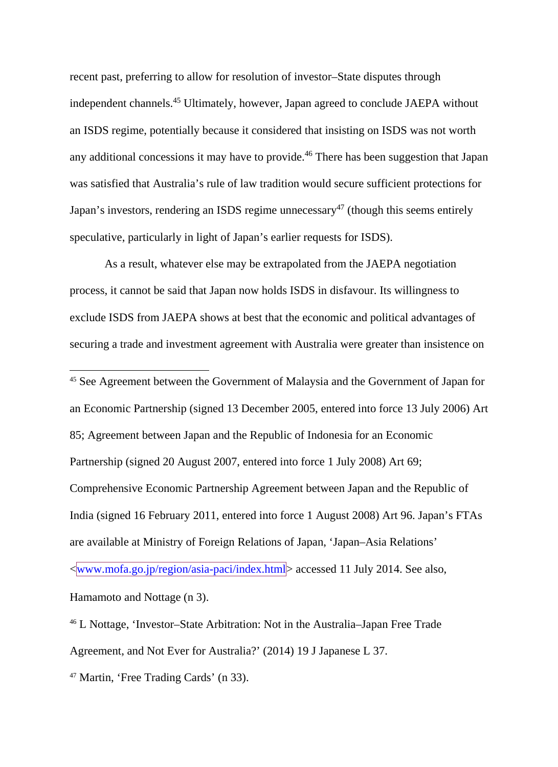recent past, preferring to allow for resolution of investor–State disputes through independent channels.[45] Ultimately, however, Japan agreed to conclude JAEPA without an ISDS regime, potentially because it considered that insisting on ISDS was not worth any additional concessions it may have to provide.[46] There has been suggestion that Japan was satisfied that Australia's rule of law tradition would secure sufficient protections for Japan's investors, rendering an ISDS regime unnecessary[47] (though this seems entirely speculative, particularly in light of Japan's earlier requests for ISDS).

As a result, whatever else may be extrapolated from the JAEPA negotiation process, it cannot be said that Japan now holds ISDS in disfavour. Its willingness to exclude ISDS from JAEPA shows at best that the economic and political advantages of securing a trade and investment agreement with Australia were greater than insistence on

---

[45] See Agreement between the Government of Malaysia and the Government of Japan for an Economic Partnership (signed 13 December 2005, entered into force 13 July 2006) Art 85; Agreement between Japan and the Republic of Indonesia for an Economic Partnership (signed 20 August 2007, entered into force 1 July 2008) Art 69; Comprehensive Economic Partnership Agreement between Japan and the Republic of India (signed 16 February 2011, entered into force 1 August 2008) Art 96. Japan's FTAs are available at Ministry of Foreign Relations of Japan, 'Japan–Asia Relations' <www.mofa.go.jp/region/asia-paci/index.html> accessed 11 July 2014. See also, Hamamoto and Nottage (n 3).

[46] L Nottage, 'Investor–State Arbitration: Not in the Australia–Japan Free Trade Agreement, and Not Ever for Australia?' (2014) 19 J Japanese L 37.

[47] Martin, 'Free Trading Cards' (n 33).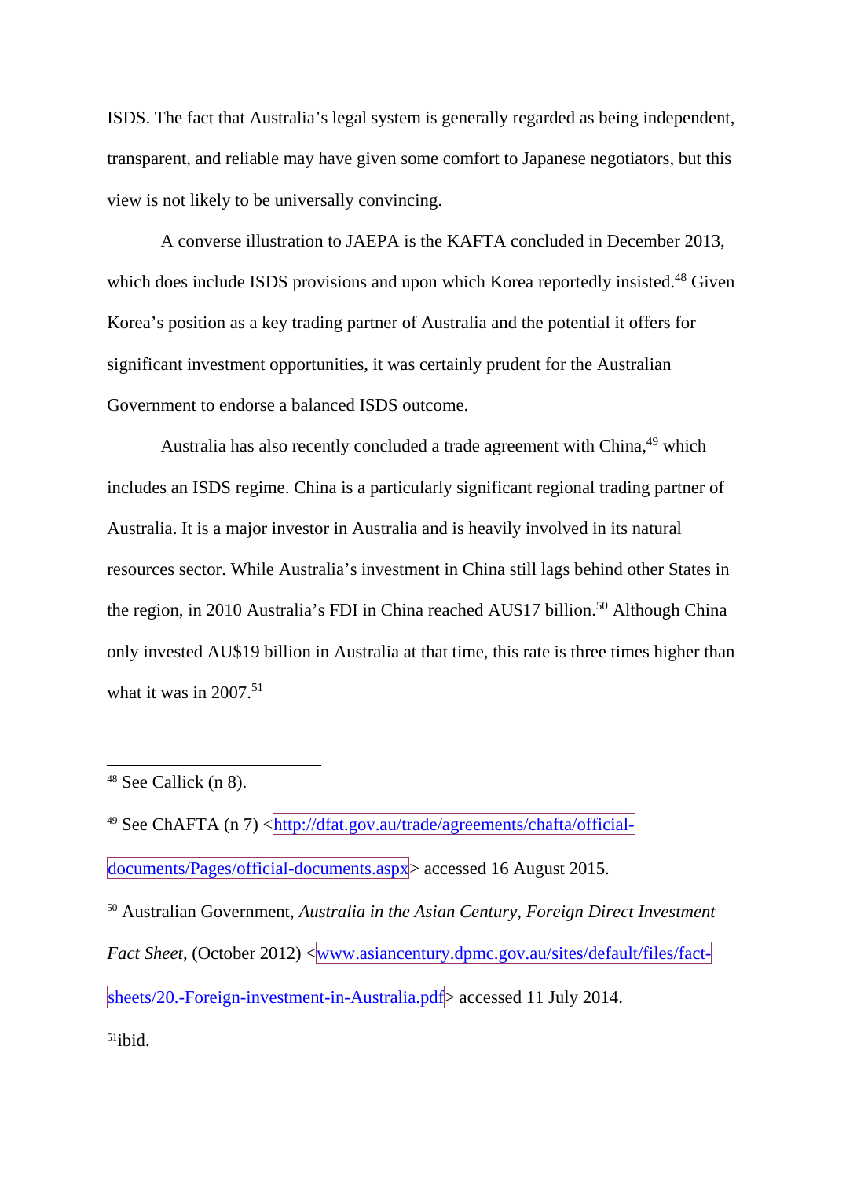ISDS. The fact that Australia's legal system is generally regarded as being independent, transparent, and reliable may have given some comfort to Japanese negotiators, but this view is not likely to be universally convincing.

A converse illustration to JAEPA is the KAFTA concluded in December 2013, which does include ISDS provisions and upon which Korea reportedly insisted.[48] Given Korea's position as a key trading partner of Australia and the potential it offers for significant investment opportunities, it was certainly prudent for the Australian Government to endorse a balanced ISDS outcome.

Australia has also recently concluded a trade agreement with China,[49] which includes an ISDS regime. China is a particularly significant regional trading partner of Australia. It is a major investor in Australia and is heavily involved in its natural resources sector. While Australia's investment in China still lags behind other States in the region, in 2010 Australia's FDI in China reached AU$17 billion.[50] Although China only invested AU$19 billion in Australia at that time, this rate is three times higher than what it was in 2007.[51]

---

[48] See Callick (n 8).

[49] See ChAFTA (n 7) <http://dfat.gov.au/trade/agreements/chafta/official-documents/Pages/official-documents.aspx> accessed 16 August 2015.

[50] Australian Government, *Australia in the Asian Century, Foreign Direct Investment Fact Sheet*, (October 2012) <www.asiancentury.dpmc.gov.au/sites/default/files/fact-sheets/20.-Foreign-investment-in-Australia.pdf> accessed 11 July 2014.

[51] ibid.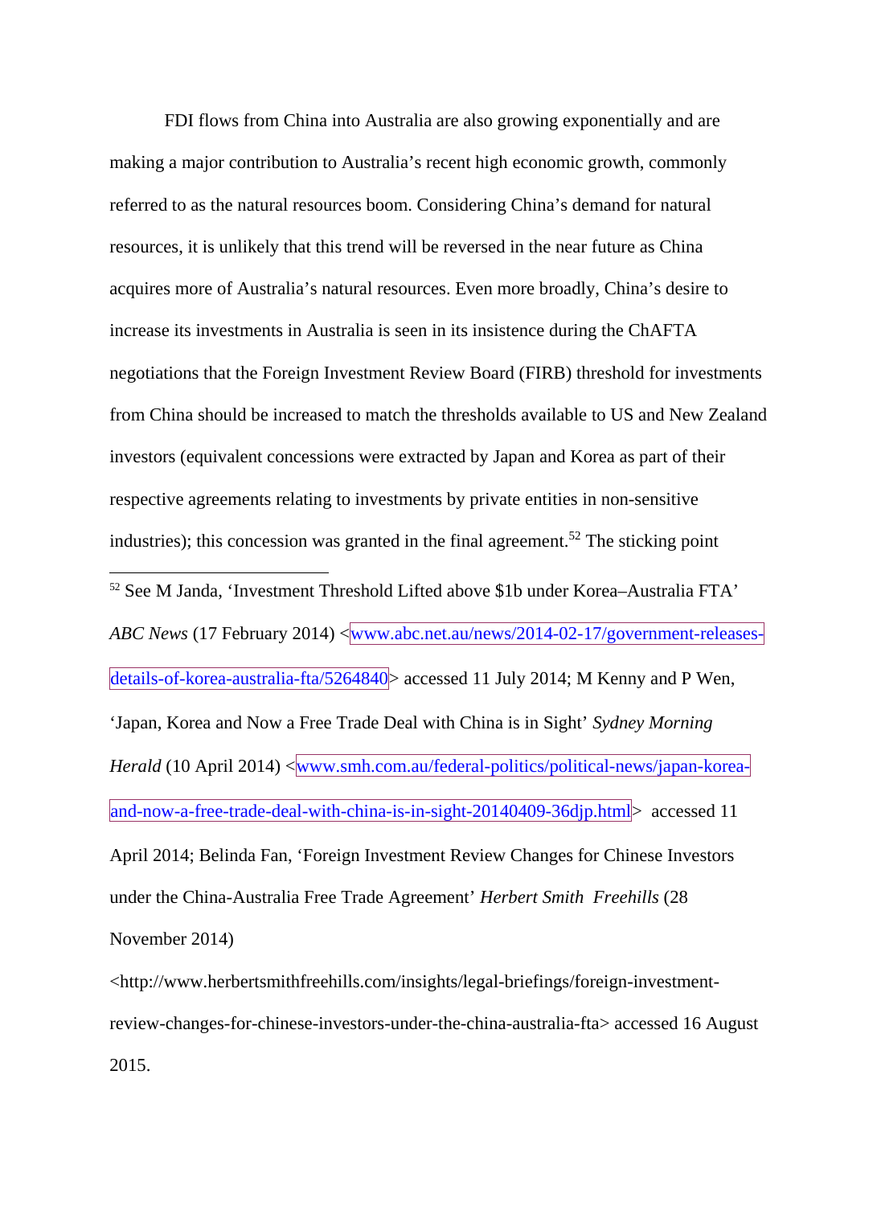FDI flows from China into Australia are also growing exponentially and are making a major contribution to Australia's recent high economic growth, commonly referred to as the natural resources boom. Considering China's demand for natural resources, it is unlikely that this trend will be reversed in the near future as China acquires more of Australia's natural resources. Even more broadly, China's desire to increase its investments in Australia is seen in its insistence during the ChAFTA negotiations that the Foreign Investment Review Board (FIRB) threshold for investments from China should be increased to match the thresholds available to US and New Zealand investors (equivalent concessions were extracted by Japan and Korea as part of their respective agreements relating to investments by private entities in non-sensitive industries); this concession was granted in the final agreement.[52] The sticking point

---

[52] See M Janda, 'Investment Threshold Lifted above $1b under Korea–Australia FTA' *ABC News* (17 February 2014) <www.abc.net.au/news/2014-02-17/government-releases-details-of-korea-australia-fta/5264840> accessed 11 July 2014; M Kenny and P Wen, 'Japan, Korea and Now a Free Trade Deal with China is in Sight' *Sydney Morning Herald* (10 April 2014) <www.smh.com.au/federal-politics/political-news/japan-korea-and-now-a-free-trade-deal-with-china-is-in-sight-20140409-36djp.html> accessed 11 April 2014; Belinda Fan, 'Foreign Investment Review Changes for Chinese Investors under the China-Australia Free Trade Agreement' *Herbert Smith Freehills* (28 November 2014) <http://www.herbertsmithfreehills.com/insights/legal-briefings/foreign-investment-review-changes-for-chinese-investors-under-the-china-australia-fta> accessed 16 August 2015.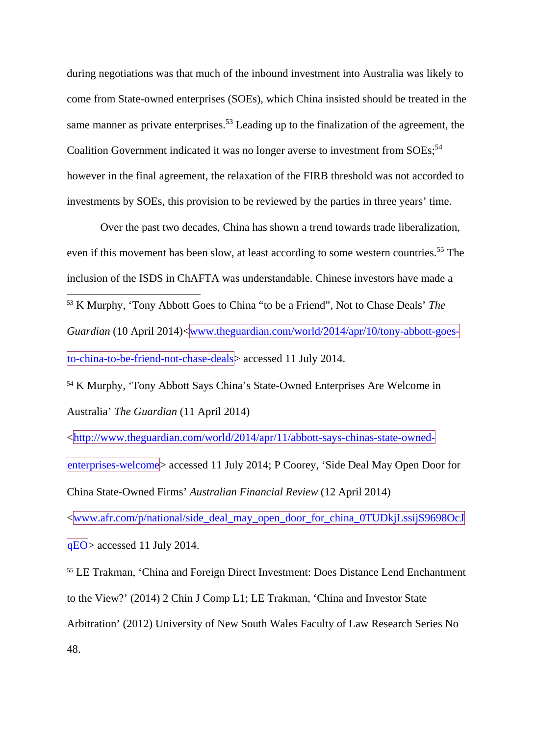during negotiations was that much of the inbound investment into Australia was likely to come from State-owned enterprises (SOEs), which China insisted should be treated in the same manner as private enterprises.[53] Leading up to the finalization of the agreement, the Coalition Government indicated it was no longer averse to investment from SOEs;[54] however in the final agreement, the relaxation of the FIRB threshold was not accorded to investments by SOEs, this provision to be reviewed by the parties in three years' time.

Over the past two decades, China has shown a trend towards trade liberalization, even if this movement has been slow, at least according to some western countries.[55] The inclusion of the ISDS in ChAFTA was understandable. Chinese investors have made a

---

[53] K Murphy, 'Tony Abbott Goes to China "to be a Friend", Not to Chase Deals' *The Guardian* (10 April 2014)<www.theguardian.com/world/2014/apr/10/tony-abbott-goes-to-china-to-be-friend-not-chase-deals> accessed 11 July 2014.

[54] K Murphy, 'Tony Abbott Says China's State-Owned Enterprises Are Welcome in Australia' *The Guardian* (11 April 2014) <http://www.theguardian.com/world/2014/apr/11/abbott-says-chinas-state-owned-enterprises-welcome> accessed 11 July 2014; P Coorey, 'Side Deal May Open Door for China State-Owned Firms' *Australian Financial Review* (12 April 2014) <www.afr.com/p/national/side_deal_may_open_door_for_china_0TUDkjLssijS9698OcJqEO> accessed 11 July 2014.

[55] LE Trakman, 'China and Foreign Direct Investment: Does Distance Lend Enchantment to the View?' (2014) 2 Chin J Comp L1; LE Trakman, 'China and Investor State Arbitration' (2012) University of New South Wales Faculty of Law Research Series No 48.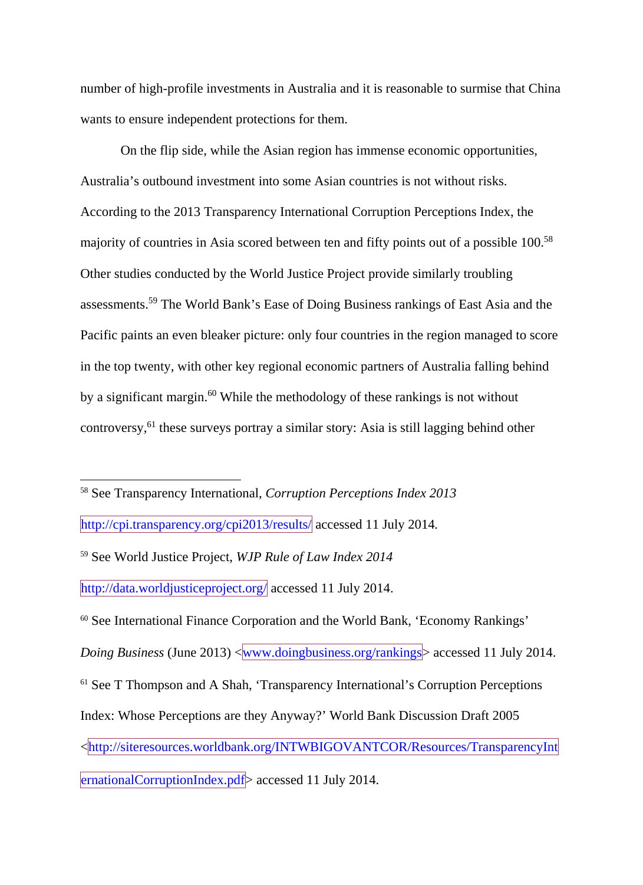number of high-profile investments in Australia and it is reasonable to surmise that China wants to ensure independent protections for them.

On the flip side, while the Asian region has immense economic opportunities, Australia's outbound investment into some Asian countries is not without risks. According to the 2013 Transparency International Corruption Perceptions Index, the majority of countries in Asia scored between ten and fifty points out of a possible 100.[58] Other studies conducted by the World Justice Project provide similarly troubling assessments.[59] The World Bank's Ease of Doing Business rankings of East Asia and the Pacific paints an even bleaker picture: only four countries in the region managed to score in the top twenty, with other key regional economic partners of Australia falling behind by a significant margin.[60] While the methodology of these rankings is not without controversy,[61] these surveys portray a similar story: Asia is still lagging behind other

---

[58] See Transparency International, *Corruption Perceptions Index 2013* http://cpi.transparency.org/cpi2013/results/ accessed 11 July 2014.

[59] See World Justice Project, *WJP Rule of Law Index 2014* http://data.worldjusticeproject.org/ accessed 11 July 2014.

[60] See International Finance Corporation and the World Bank, 'Economy Rankings' *Doing Business* (June 2013) <www.doingbusiness.org/rankings> accessed 11 July 2014.

[61] See T Thompson and A Shah, 'Transparency International's Corruption Perceptions Index: Whose Perceptions are they Anyway?' World Bank Discussion Draft 2005 <http://siteresources.worldbank.org/INTWBIGOVANTCOR/Resources/TransparencyInternationalCorruptionIndex.pdf> accessed 11 July 2014.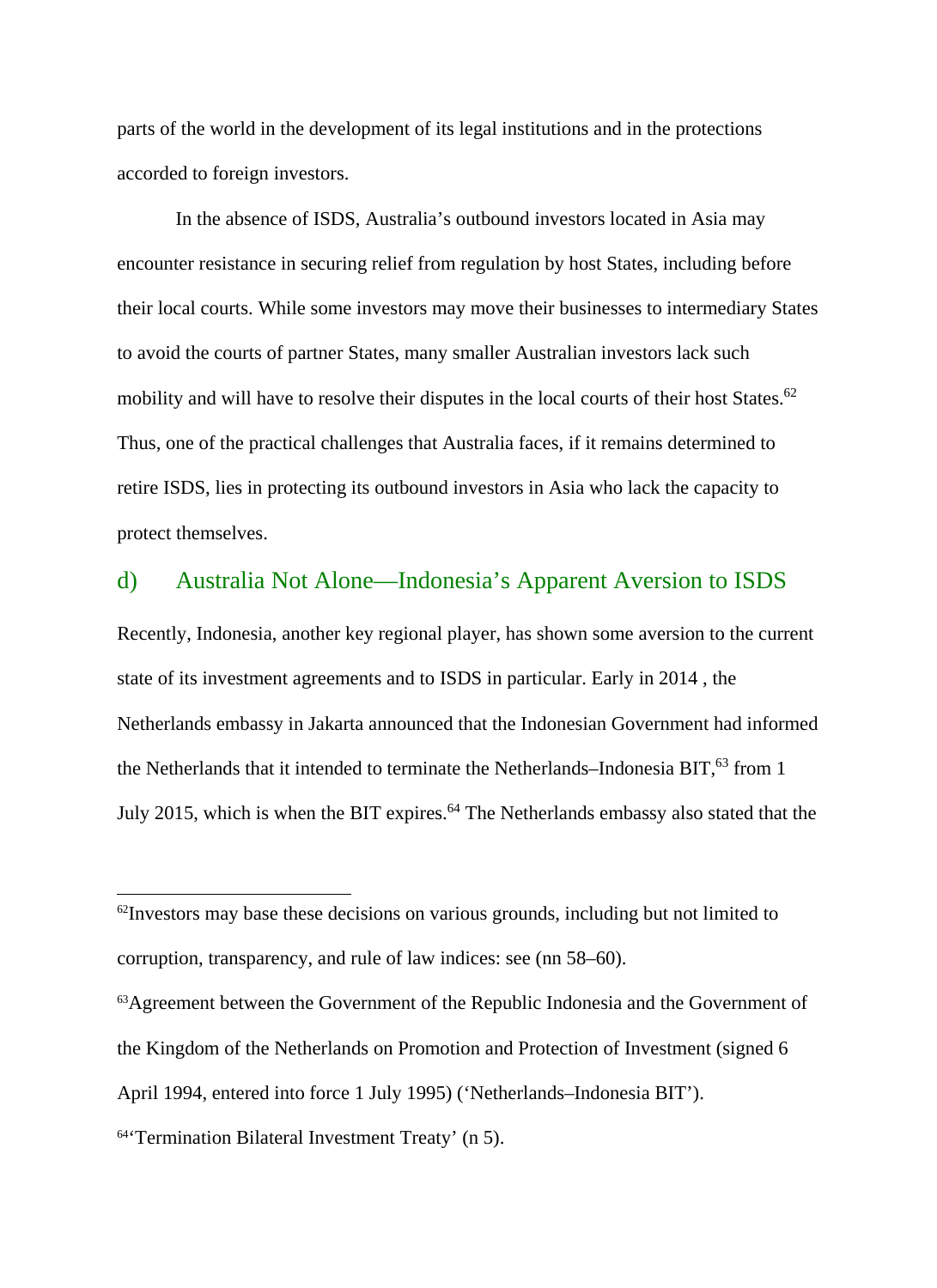parts of the world in the development of its legal institutions and in the protections accorded to foreign investors.

In the absence of ISDS, Australia's outbound investors located in Asia may encounter resistance in securing relief from regulation by host States, including before their local courts. While some investors may move their businesses to intermediary States to avoid the courts of partner States, many smaller Australian investors lack such mobility and will have to resolve their disputes in the local courts of their host States.[62] Thus, one of the practical challenges that Australia faces, if it remains determined to retire ISDS, lies in protecting its outbound investors in Asia who lack the capacity to protect themselves.

### d) Australia Not Alone—Indonesia's Apparent Aversion to ISDS

Recently, Indonesia, another key regional player, has shown some aversion to the current state of its investment agreements and to ISDS in particular. Early in 2014 , the Netherlands embassy in Jakarta announced that the Indonesian Government had informed the Netherlands that it intended to terminate the Netherlands–Indonesia BIT,[63] from 1 July 2015, which is when the BIT expires.[64] The Netherlands embassy also stated that the

---

[62]Investors may base these decisions on various grounds, including but not limited to corruption, transparency, and rule of law indices: see (nn 58–60).

[63]Agreement between the Government of the Republic Indonesia and the Government of the Kingdom of the Netherlands on Promotion and Protection of Investment (signed 6 April 1994, entered into force 1 July 1995) ('Netherlands–Indonesia BIT').

[64]'Termination Bilateral Investment Treaty' (n 5).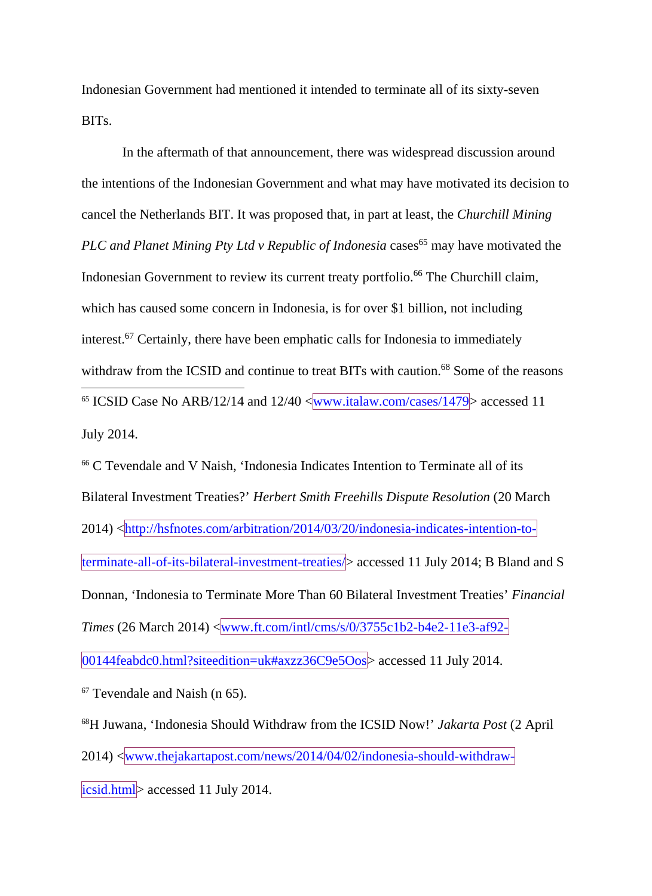Indonesian Government had mentioned it intended to terminate all of its sixty-seven BITs.

In the aftermath of that announcement, there was widespread discussion around the intentions of the Indonesian Government and what may have motivated its decision to cancel the Netherlands BIT. It was proposed that, in part at least, the *Churchill Mining PLC and Planet Mining Pty Ltd v Republic of Indonesia* cases[65] may have motivated the Indonesian Government to review its current treaty portfolio.[66] The Churchill claim, which has caused some concern in Indonesia, is for over $1 billion, not including interest.[67] Certainly, there have been emphatic calls for Indonesia to immediately withdraw from the ICSID and continue to treat BITs with caution.[68] Some of the reasons

---

[65] ICSID Case No ARB/12/14 and 12/40 <www.italaw.com/cases/1479> accessed 11 July 2014.

[66] C Tevendale and V Naish, 'Indonesia Indicates Intention to Terminate all of its Bilateral Investment Treaties?' *Herbert Smith Freehills Dispute Resolution* (20 March 2014) <http://hsfnotes.com/arbitration/2014/03/20/indonesia-indicates-intention-to-terminate-all-of-its-bilateral-investment-treaties/> accessed 11 July 2014; B Bland and S Donnan, 'Indonesia to Terminate More Than 60 Bilateral Investment Treaties' *Financial Times* (26 March 2014) <www.ft.com/intl/cms/s/0/3755c1b2-b4e2-11e3-af92-00144feabdc0.html?siteedition=uk#axzz36C9e5Oos> accessed 11 July 2014.

[67] Tevendale and Naish (n 65).

[68] H Juwana, 'Indonesia Should Withdraw from the ICSID Now!' *Jakarta Post* (2 April 2014) <www.thejakartapost.com/news/2014/04/02/indonesia-should-withdraw-icsid.html> accessed 11 July 2014.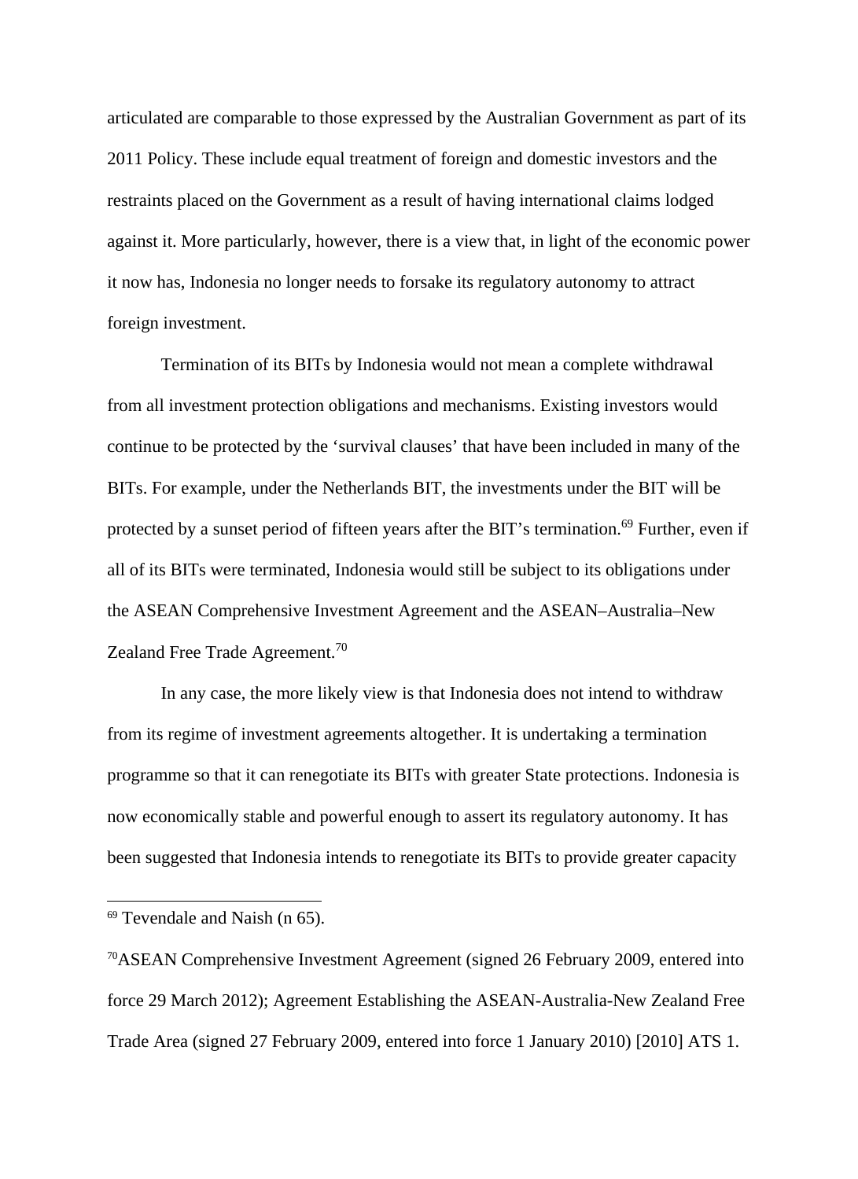articulated are comparable to those expressed by the Australian Government as part of its 2011 Policy. These include equal treatment of foreign and domestic investors and the restraints placed on the Government as a result of having international claims lodged against it. More particularly, however, there is a view that, in light of the economic power it now has, Indonesia no longer needs to forsake its regulatory autonomy to attract foreign investment.

Termination of its BITs by Indonesia would not mean a complete withdrawal from all investment protection obligations and mechanisms. Existing investors would continue to be protected by the 'survival clauses' that have been included in many of the BITs. For example, under the Netherlands BIT, the investments under the BIT will be protected by a sunset period of fifteen years after the BIT's termination.[69] Further, even if all of its BITs were terminated, Indonesia would still be subject to its obligations under the ASEAN Comprehensive Investment Agreement and the ASEAN–Australia–New Zealand Free Trade Agreement.[70]

In any case, the more likely view is that Indonesia does not intend to withdraw from its regime of investment agreements altogether. It is undertaking a termination programme so that it can renegotiate its BITs with greater State protections. Indonesia is now economically stable and powerful enough to assert its regulatory autonomy. It has been suggested that Indonesia intends to renegotiate its BITs to provide greater capacity

---

[69] Tevendale and Naish (n 65).

[70] ASEAN Comprehensive Investment Agreement (signed 26 February 2009, entered into force 29 March 2012); Agreement Establishing the ASEAN-Australia-New Zealand Free Trade Area (signed 27 February 2009, entered into force 1 January 2010) [2010] ATS 1.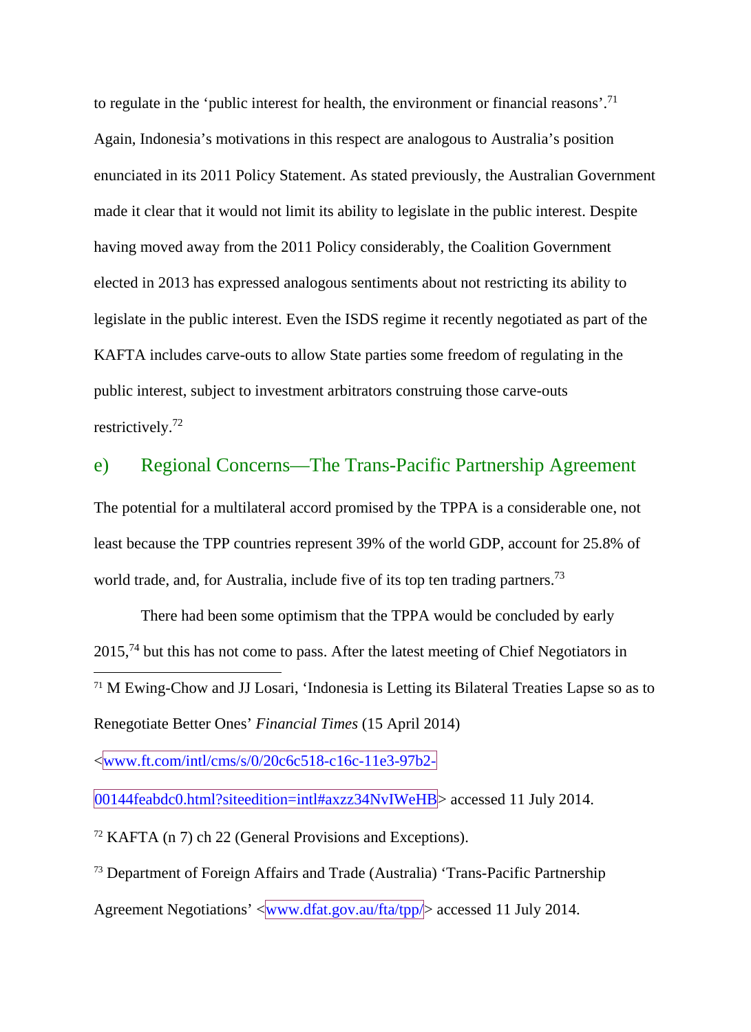to regulate in the 'public interest for health, the environment or financial reasons'.[71] Again, Indonesia's motivations in this respect are analogous to Australia's position enunciated in its 2011 Policy Statement. As stated previously, the Australian Government made it clear that it would not limit its ability to legislate in the public interest. Despite having moved away from the 2011 Policy considerably, the Coalition Government elected in 2013 has expressed analogous sentiments about not restricting its ability to legislate in the public interest. Even the ISDS regime it recently negotiated as part of the KAFTA includes carve-outs to allow State parties some freedom of regulating in the public interest, subject to investment arbitrators construing those carve-outs restrictively.[72]

### e) Regional Concerns—The Trans-Pacific Partnership Agreement

The potential for a multilateral accord promised by the TPPA is a considerable one, not least because the TPP countries represent 39% of the world GDP, account for 25.8% of world trade, and, for Australia, include five of its top ten trading partners.[73]

There had been some optimism that the TPPA would be concluded by early 2015,[74] but this has not come to pass. After the latest meeting of Chief Negotiators in

---

[71] M Ewing-Chow and JJ Losari, 'Indonesia is Letting its Bilateral Treaties Lapse so as to Renegotiate Better Ones' *Financial Times* (15 April 2014) <www.ft.com/intl/cms/s/0/20c6c518-c16c-11e3-97b2-00144feabdc0.html?siteedition=intl#axzz34NvIWeHB> accessed 11 July 2014.

[72] KAFTA (n 7) ch 22 (General Provisions and Exceptions).

[73] Department of Foreign Affairs and Trade (Australia) 'Trans-Pacific Partnership Agreement Negotiations' <www.dfat.gov.au/fta/tpp/> accessed 11 July 2014.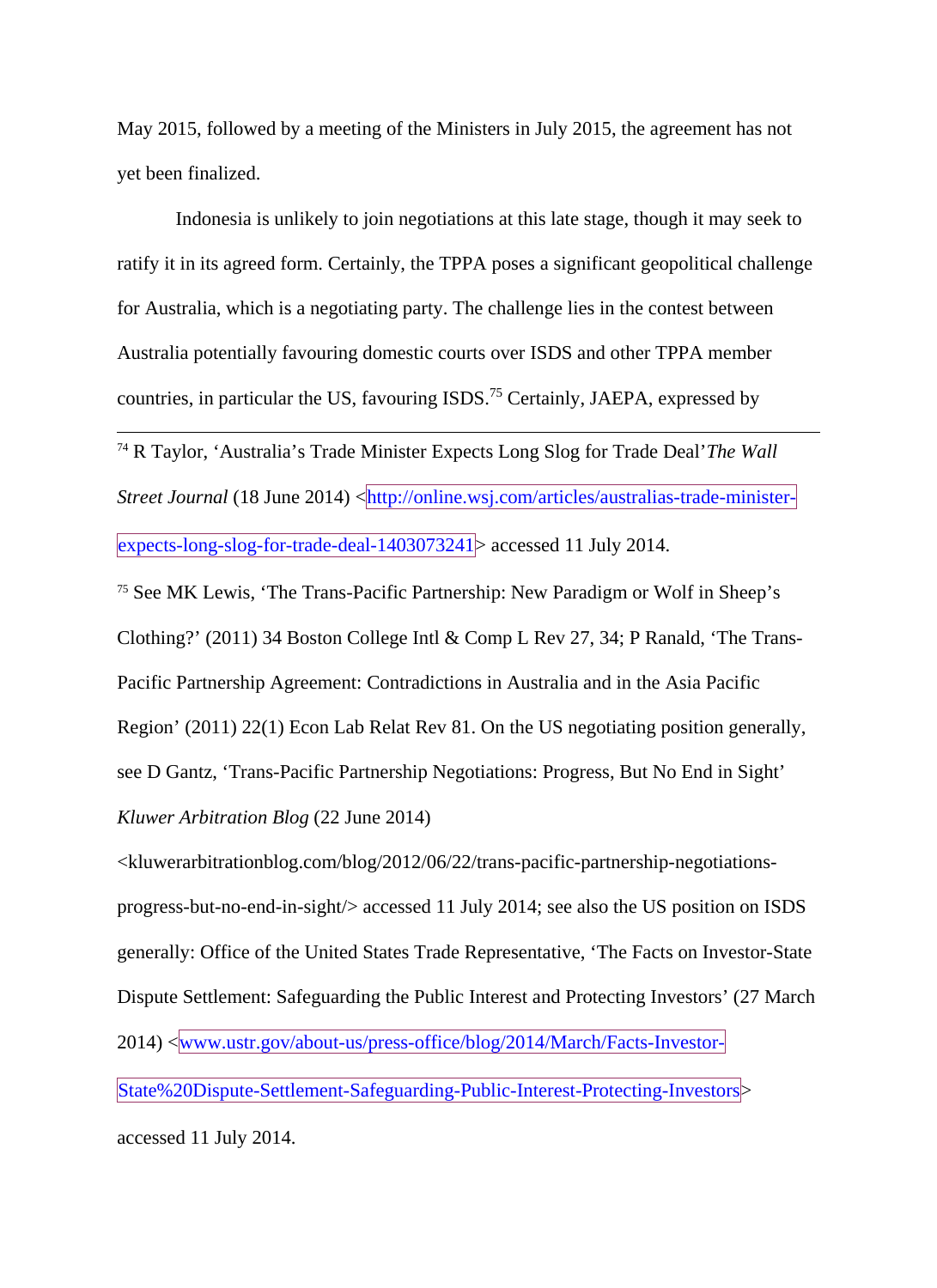May 2015, followed by a meeting of the Ministers in July 2015, the agreement has not yet been finalized.

Indonesia is unlikely to join negotiations at this late stage, though it may seek to ratify it in its agreed form. Certainly, the TPPA poses a significant geopolitical challenge for Australia, which is a negotiating party. The challenge lies in the contest between Australia potentially favouring domestic courts over ISDS and other TPPA member countries, in particular the US, favouring ISDS.[75] Certainly, JAEPA, expressed by

---

[74] R Taylor, 'Australia's Trade Minister Expects Long Slog for Trade Deal' *The Wall Street Journal* (18 June 2014) <http://online.wsj.com/articles/australias-trade-minister-expects-long-slog-for-trade-deal-1403073241> accessed 11 July 2014.

[75] See MK Lewis, 'The Trans-Pacific Partnership: New Paradigm or Wolf in Sheep's Clothing?' (2011) 34 Boston College Intl & Comp L Rev 27, 34; P Ranald, 'The Trans-Pacific Partnership Agreement: Contradictions in Australia and in the Asia Pacific Region' (2011) 22(1) Econ Lab Relat Rev 81. On the US negotiating position generally, see D Gantz, 'Trans-Pacific Partnership Negotiations: Progress, But No End in Sight' *Kluwer Arbitration Blog* (22 June 2014) <kluwerarbitrationblog.com/blog/2012/06/22/trans-pacific-partnership-negotiations-progress-but-no-end-in-sight/> accessed 11 July 2014; see also the US position on ISDS generally: Office of the United States Trade Representative, 'The Facts on Investor-State Dispute Settlement: Safeguarding the Public Interest and Protecting Investors' (27 March 2014) <www.ustr.gov/about-us/press-office/blog/2014/March/Facts-Investor-State%20Dispute-Settlement-Safeguarding-Public-Interest-Protecting-Investors> accessed 11 July 2014.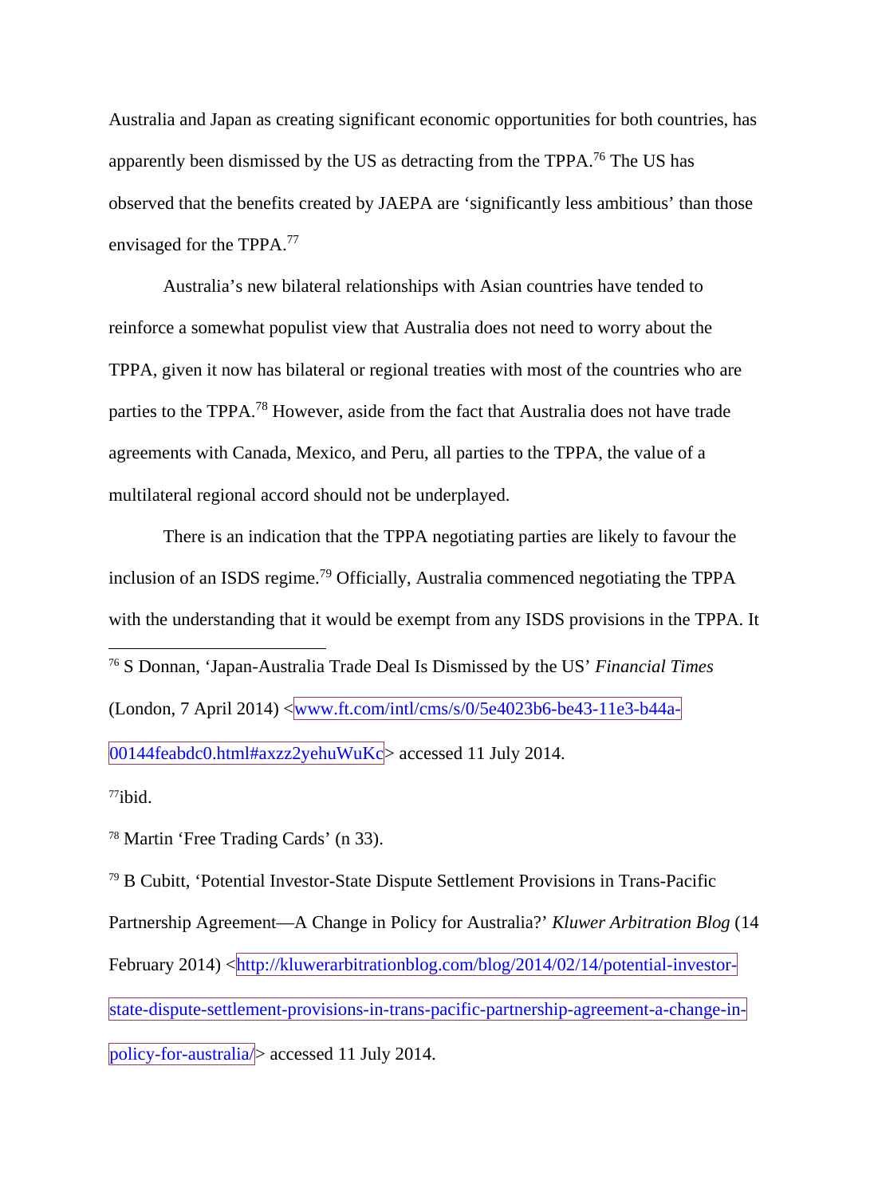Australia and Japan as creating significant economic opportunities for both countries, has apparently been dismissed by the US as detracting from the TPPA.[76] The US has observed that the benefits created by JAEPA are 'significantly less ambitious' than those envisaged for the TPPA.[77]

Australia's new bilateral relationships with Asian countries have tended to reinforce a somewhat populist view that Australia does not need to worry about the TPPA, given it now has bilateral or regional treaties with most of the countries who are parties to the TPPA.[78] However, aside from the fact that Australia does not have trade agreements with Canada, Mexico, and Peru, all parties to the TPPA, the value of a multilateral regional accord should not be underplayed.

There is an indication that the TPPA negotiating parties are likely to favour the inclusion of an ISDS regime.[79] Officially, Australia commenced negotiating the TPPA with the understanding that it would be exempt from any ISDS provisions in the TPPA. It

---

[76] S Donnan, 'Japan-Australia Trade Deal Is Dismissed by the US' *Financial Times* (London, 7 April 2014) <www.ft.com/intl/cms/s/0/5e4023b6-be43-11e3-b44a-00144feabdc0.html#axzz2yehuWuKc> accessed 11 July 2014.

[77] ibid.

[78] Martin 'Free Trading Cards' (n 33).

[79] B Cubitt, 'Potential Investor-State Dispute Settlement Provisions in Trans-Pacific Partnership Agreement—A Change in Policy for Australia?' *Kluwer Arbitration Blog* (14 February 2014) <http://kluwerarbitrationblog.com/blog/2014/02/14/potential-investor-state-dispute-settlement-provisions-in-trans-pacific-partnership-agreement-a-change-in-policy-for-australia/> accessed 11 July 2014.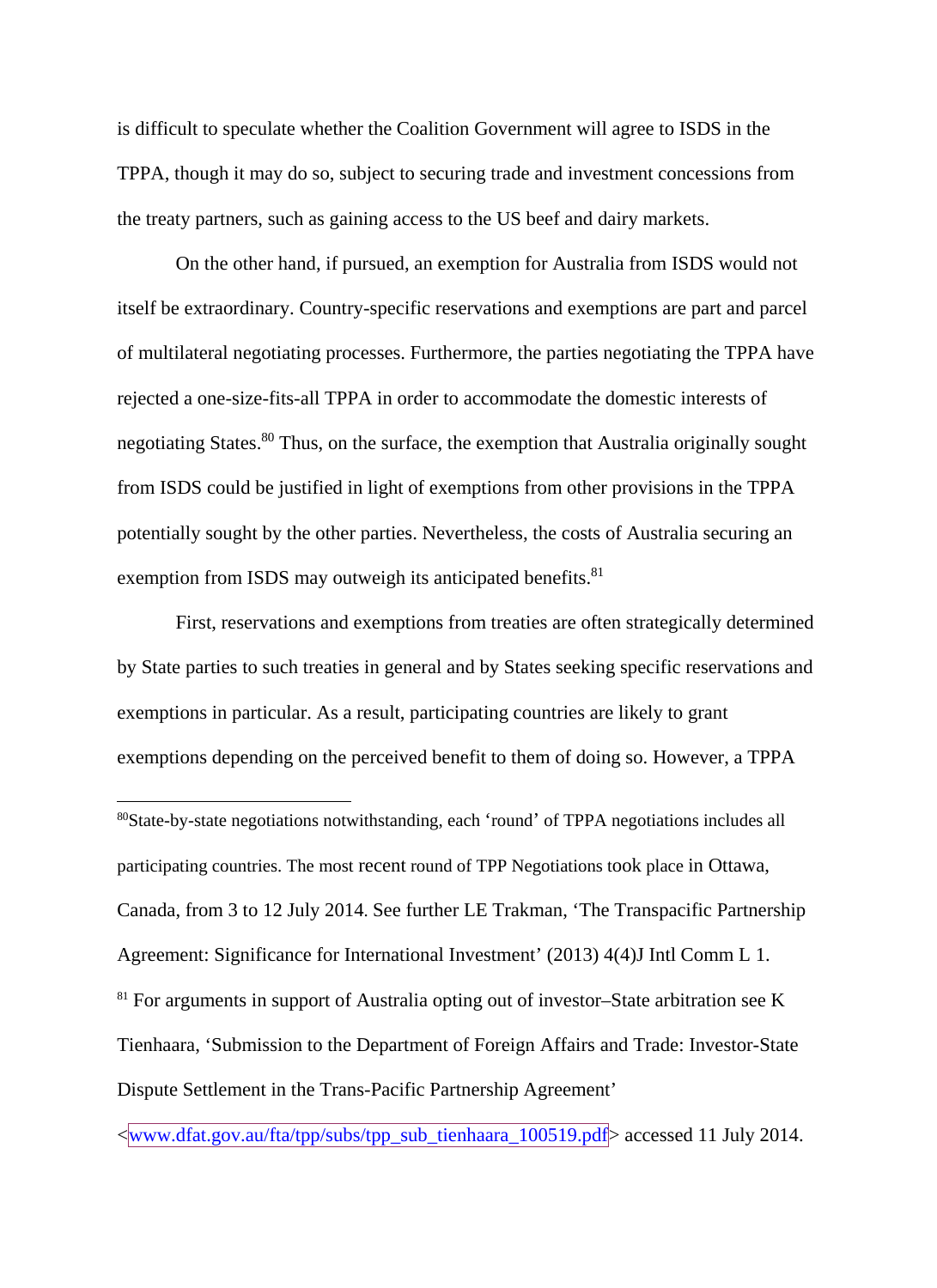is difficult to speculate whether the Coalition Government will agree to ISDS in the TPPA, though it may do so, subject to securing trade and investment concessions from the treaty partners, such as gaining access to the US beef and dairy markets.

On the other hand, if pursued, an exemption for Australia from ISDS would not itself be extraordinary. Country-specific reservations and exemptions are part and parcel of multilateral negotiating processes. Furthermore, the parties negotiating the TPPA have rejected a one-size-fits-all TPPA in order to accommodate the domestic interests of negotiating States.[80] Thus, on the surface, the exemption that Australia originally sought from ISDS could be justified in light of exemptions from other provisions in the TPPA potentially sought by the other parties. Nevertheless, the costs of Australia securing an exemption from ISDS may outweigh its anticipated benefits.[81]

First, reservations and exemptions from treaties are often strategically determined by State parties to such treaties in general and by States seeking specific reservations and exemptions in particular. As a result, participating countries are likely to grant exemptions depending on the perceived benefit to them of doing so. However, a TPPA

---

[80] State-by-state negotiations notwithstanding, each 'round' of TPPA negotiations includes all participating countries. The most recent round of TPP Negotiations took place in Ottawa, Canada, from 3 to 12 July 2014. See further LE Trakman, 'The Transpacific Partnership Agreement: Significance for International Investment' (2013) 4(4)J Intl Comm L 1.

[81] For arguments in support of Australia opting out of investor–State arbitration see K Tienhaara, 'Submission to the Department of Foreign Affairs and Trade: Investor-State Dispute Settlement in the Trans-Pacific Partnership Agreement' <www.dfat.gov.au/fta/tpp/subs/tpp_sub_tienhaara_100519.pdf> accessed 11 July 2014.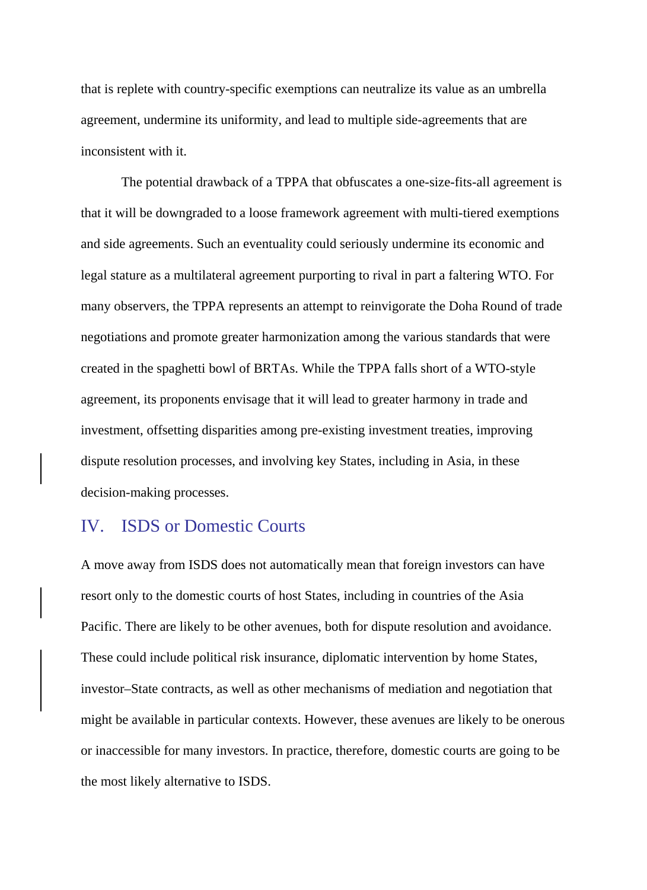that is replete with country-specific exemptions can neutralize its value as an umbrella agreement, undermine its uniformity, and lead to multiple side-agreements that are inconsistent with it.

The potential drawback of a TPPA that obfuscates a one-size-fits-all agreement is that it will be downgraded to a loose framework agreement with multi-tiered exemptions and side agreements. Such an eventuality could seriously undermine its economic and legal stature as a multilateral agreement purporting to rival in part a faltering WTO. For many observers, the TPPA represents an attempt to reinvigorate the Doha Round of trade negotiations and promote greater harmonization among the various standards that were created in the spaghetti bowl of BRTAs. While the TPPA falls short of a WTO-style agreement, its proponents envisage that it will lead to greater harmony in trade and investment, offsetting disparities among pre-existing investment treaties, improving dispute resolution processes, and involving key States, including in Asia, in these decision-making processes.

## IV. ISDS or Domestic Courts

A move away from ISDS does not automatically mean that foreign investors can have resort only to the domestic courts of host States, including in countries of the Asia Pacific. There are likely to be other avenues, both for dispute resolution and avoidance. These could include political risk insurance, diplomatic intervention by home States, investor–State contracts, as well as other mechanisms of mediation and negotiation that might be available in particular contexts. However, these avenues are likely to be onerous or inaccessible for many investors. In practice, therefore, domestic courts are going to be the most likely alternative to ISDS.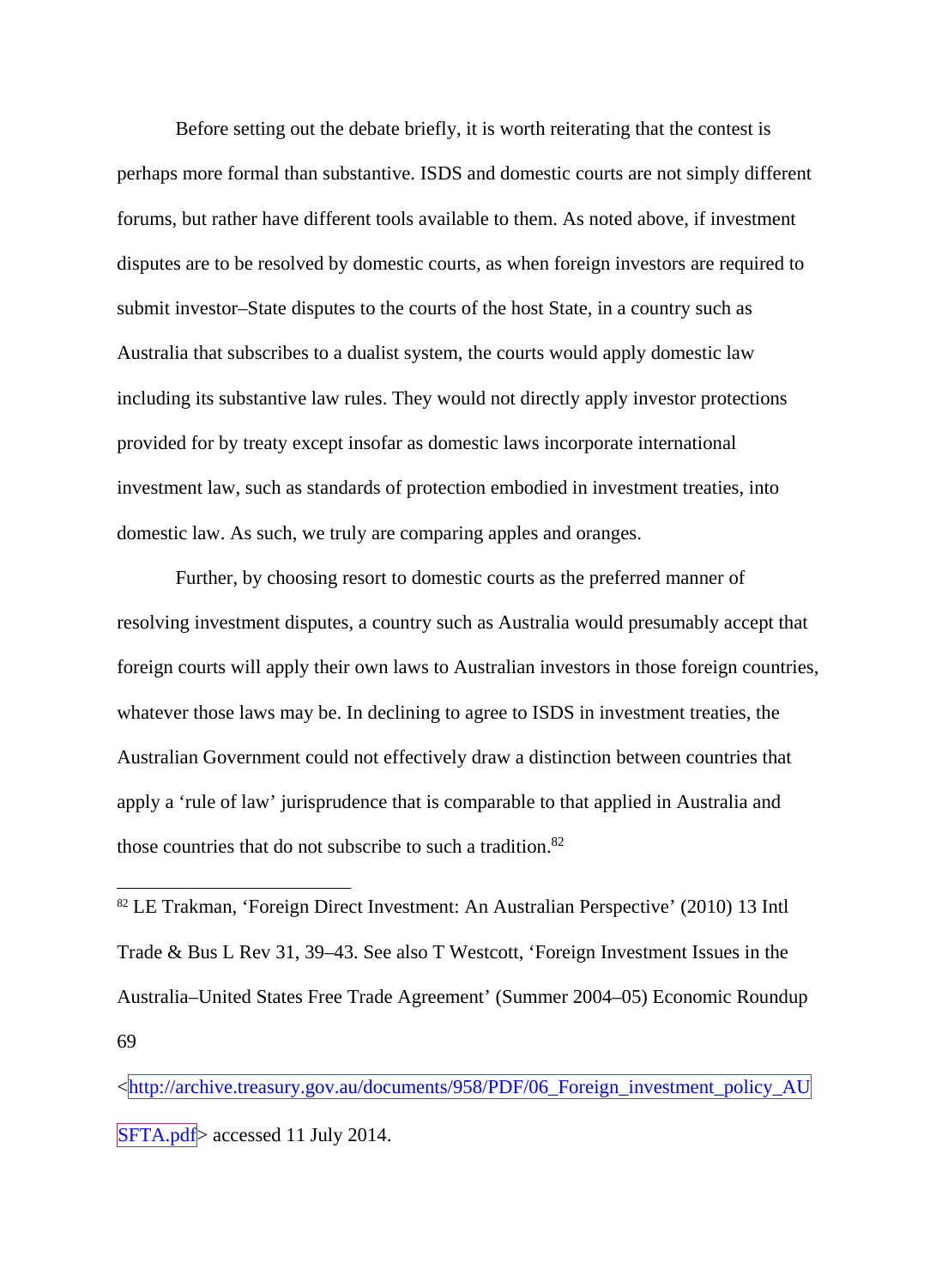Before setting out the debate briefly, it is worth reiterating that the contest is perhaps more formal than substantive. ISDS and domestic courts are not simply different forums, but rather have different tools available to them. As noted above, if investment disputes are to be resolved by domestic courts, as when foreign investors are required to submit investor–State disputes to the courts of the host State, in a country such as Australia that subscribes to a dualist system, the courts would apply domestic law including its substantive law rules. They would not directly apply investor protections provided for by treaty except insofar as domestic laws incorporate international investment law, such as standards of protection embodied in investment treaties, into domestic law. As such, we truly are comparing apples and oranges.

Further, by choosing resort to domestic courts as the preferred manner of resolving investment disputes, a country such as Australia would presumably accept that foreign courts will apply their own laws to Australian investors in those foreign countries, whatever those laws may be. In declining to agree to ISDS in investment treaties, the Australian Government could not effectively draw a distinction between countries that apply a 'rule of law' jurisprudence that is comparable to that applied in Australia and those countries that do not subscribe to such a tradition.[82]

---

[82] LE Trakman, 'Foreign Direct Investment: An Australian Perspective' (2010) 13 Intl Trade & Bus L Rev 31, 39–43. See also T Westcott, 'Foreign Investment Issues in the Australia–United States Free Trade Agreement' (Summer 2004–05) Economic Roundup 69 <http://archive.treasury.gov.au/documents/958/PDF/06_Foreign_investment_policy_AUSFTA.pdf> accessed 11 July 2014.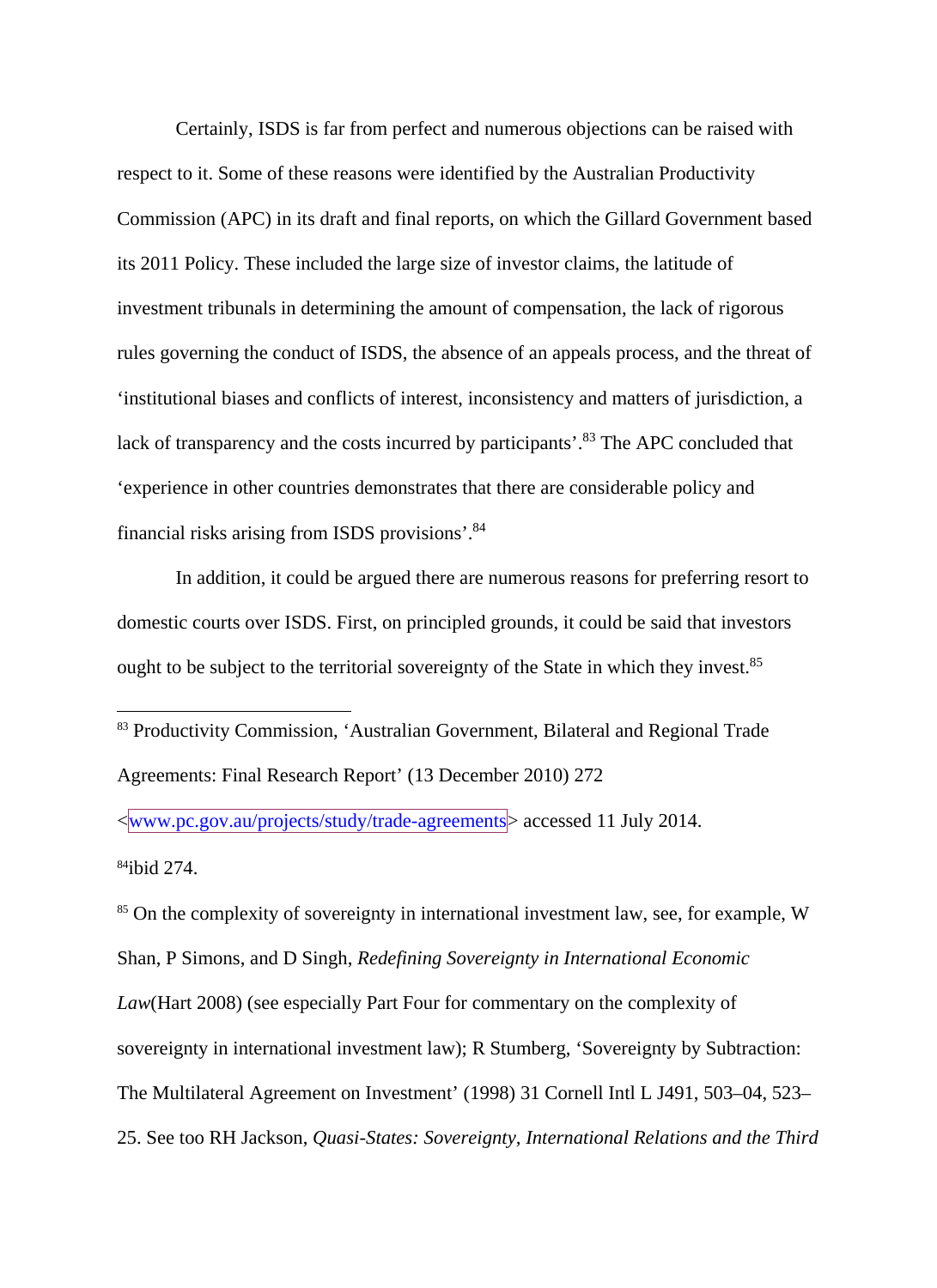Certainly, ISDS is far from perfect and numerous objections can be raised with respect to it. Some of these reasons were identified by the Australian Productivity Commission (APC) in its draft and final reports, on which the Gillard Government based its 2011 Policy. These included the large size of investor claims, the latitude of investment tribunals in determining the amount of compensation, the lack of rigorous rules governing the conduct of ISDS, the absence of an appeals process, and the threat of 'institutional biases and conflicts of interest, inconsistency and matters of jurisdiction, a lack of transparency and the costs incurred by participants'.[83] The APC concluded that 'experience in other countries demonstrates that there are considerable policy and financial risks arising from ISDS provisions'.[84]

In addition, it could be argued there are numerous reasons for preferring resort to domestic courts over ISDS. First, on principled grounds, it could be said that investors ought to be subject to the territorial sovereignty of the State in which they invest.[85]

---

[83] Productivity Commission, 'Australian Government, Bilateral and Regional Trade Agreements: Final Research Report' (13 December 2010) 272 <www.pc.gov.au/projects/study/trade-agreements> accessed 11 July 2014.

[84] ibid 274.

[85] On the complexity of sovereignty in international investment law, see, for example, W Shan, P Simons, and D Singh, *Redefining Sovereignty in International Economic Law*(Hart 2008) (see especially Part Four for commentary on the complexity of sovereignty in international investment law); R Stumberg, 'Sovereignty by Subtraction: The Multilateral Agreement on Investment' (1998) 31 Cornell Intl L J491, 503–04, 523–25. See too RH Jackson, *Quasi-States: Sovereignty, International Relations and the Third*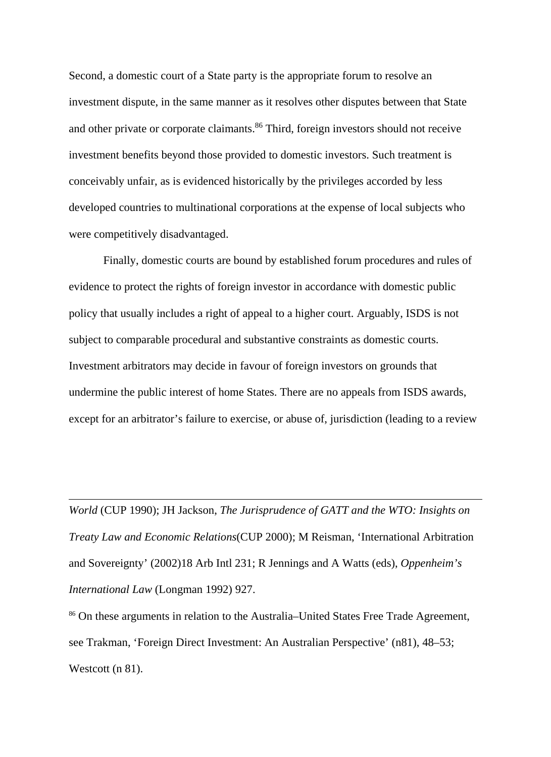Second, a domestic court of a State party is the appropriate forum to resolve an investment dispute, in the same manner as it resolves other disputes between that State and other private or corporate claimants.[86] Third, foreign investors should not receive investment benefits beyond those provided to domestic investors. Such treatment is conceivably unfair, as is evidenced historically by the privileges accorded by less developed countries to multinational corporations at the expense of local subjects who were competitively disadvantaged.

Finally, domestic courts are bound by established forum procedures and rules of evidence to protect the rights of foreign investor in accordance with domestic public policy that usually includes a right of appeal to a higher court. Arguably, ISDS is not subject to comparable procedural and substantive constraints as domestic courts. Investment arbitrators may decide in favour of foreign investors on grounds that undermine the public interest of home States. There are no appeals from ISDS awards, except for an arbitrator's failure to exercise, or abuse of, jurisdiction (leading to a review

---

*World* (CUP 1990); JH Jackson, *The Jurisprudence of GATT and the WTO: Insights on Treaty Law and Economic Relations*(CUP 2000); M Reisman, 'International Arbitration and Sovereignty' (2002)18 Arb Intl 231; R Jennings and A Watts (eds), *Oppenheim's International Law* (Longman 1992) 927.

[86] On these arguments in relation to the Australia–United States Free Trade Agreement, see Trakman, 'Foreign Direct Investment: An Australian Perspective' (n81), 48–53; Westcott (n 81).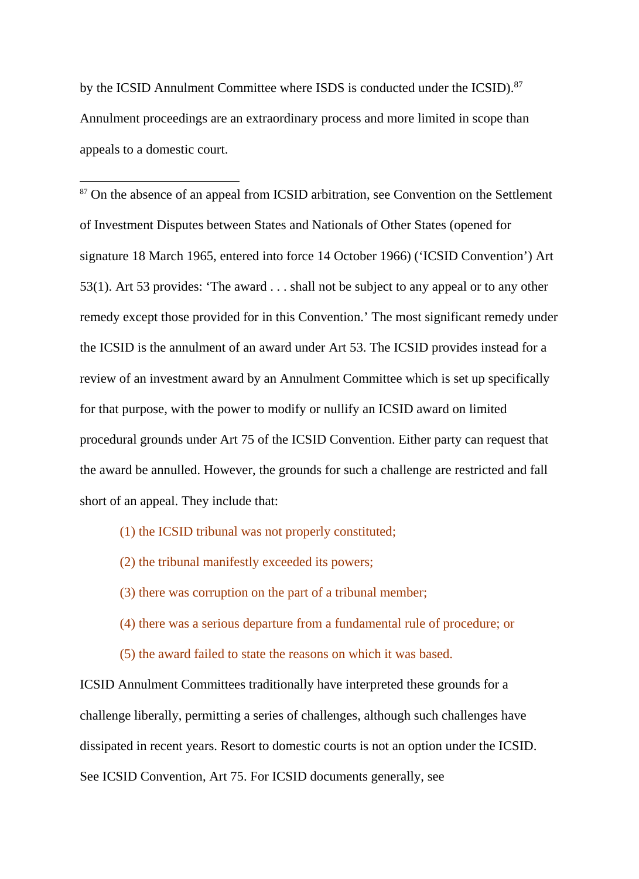by the ICSID Annulment Committee where ISDS is conducted under the ICSID).[87] Annulment proceedings are an extraordinary process and more limited in scope than appeals to a domestic court.

---

[87] On the absence of an appeal from ICSID arbitration, see Convention on the Settlement of Investment Disputes between States and Nationals of Other States (opened for signature 18 March 1965, entered into force 14 October 1966) ('ICSID Convention') Art 53(1). Art 53 provides: 'The award . . . shall not be subject to any appeal or to any other remedy except those provided for in this Convention.' The most significant remedy under the ICSID is the annulment of an award under Art 53. The ICSID provides instead for a review of an investment award by an Annulment Committee which is set up specifically for that purpose, with the power to modify or nullify an ICSID award on limited procedural grounds under Art 75 of the ICSID Convention. Either party can request that the award be annulled. However, the grounds for such a challenge are restricted and fall short of an appeal. They include that:

> (1) the ICSID tribunal was not properly constituted;
>
> (2) the tribunal manifestly exceeded its powers;
>
> (3) there was corruption on the part of a tribunal member;
>
> (4) there was a serious departure from a fundamental rule of procedure; or
>
> (5) the award failed to state the reasons on which it was based.

ICSID Annulment Committees traditionally have interpreted these grounds for a challenge liberally, permitting a series of challenges, although such challenges have dissipated in recent years. Resort to domestic courts is not an option under the ICSID. See ICSID Convention, Art 75. For ICSID documents generally, see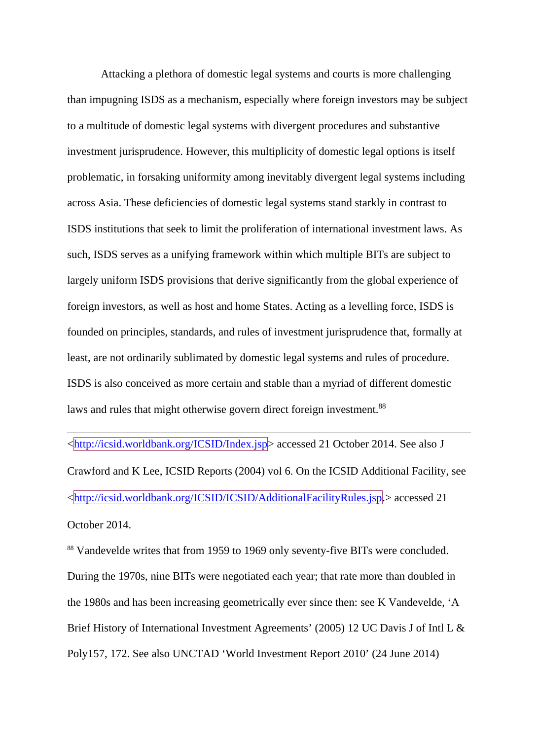Attacking a plethora of domestic legal systems and courts is more challenging than impugning ISDS as a mechanism, especially where foreign investors may be subject to a multitude of domestic legal systems with divergent procedures and substantive investment jurisprudence. However, this multiplicity of domestic legal options is itself problematic, in forsaking uniformity among inevitably divergent legal systems including across Asia. These deficiencies of domestic legal systems stand starkly in contrast to ISDS institutions that seek to limit the proliferation of international investment laws. As such, ISDS serves as a unifying framework within which multiple BITs are subject to largely uniform ISDS provisions that derive significantly from the global experience of foreign investors, as well as host and home States. Acting as a levelling force, ISDS is founded on principles, standards, and rules of investment jurisprudence that, formally at least, are not ordinarily sublimated by domestic legal systems and rules of procedure. ISDS is also conceived as more certain and stable than a myriad of different domestic laws and rules that might otherwise govern direct foreign investment.[88]

---

<http://icsid.worldbank.org/ICSID/Index.jsp> accessed 21 October 2014. See also J Crawford and K Lee, ICSID Reports (2004) vol 6. On the ICSID Additional Facility, see <http://icsid.worldbank.org/ICSID/ICSID/AdditionalFacilityRules.jsp.> accessed 21 October 2014.

[88] Vandevelde writes that from 1959 to 1969 only seventy-five BITs were concluded. During the 1970s, nine BITs were negotiated each year; that rate more than doubled in the 1980s and has been increasing geometrically ever since then: see K Vandevelde, 'A Brief History of International Investment Agreements' (2005) 12 UC Davis J of Intl L & Poly157, 172. See also UNCTAD 'World Investment Report 2010' (24 June 2014)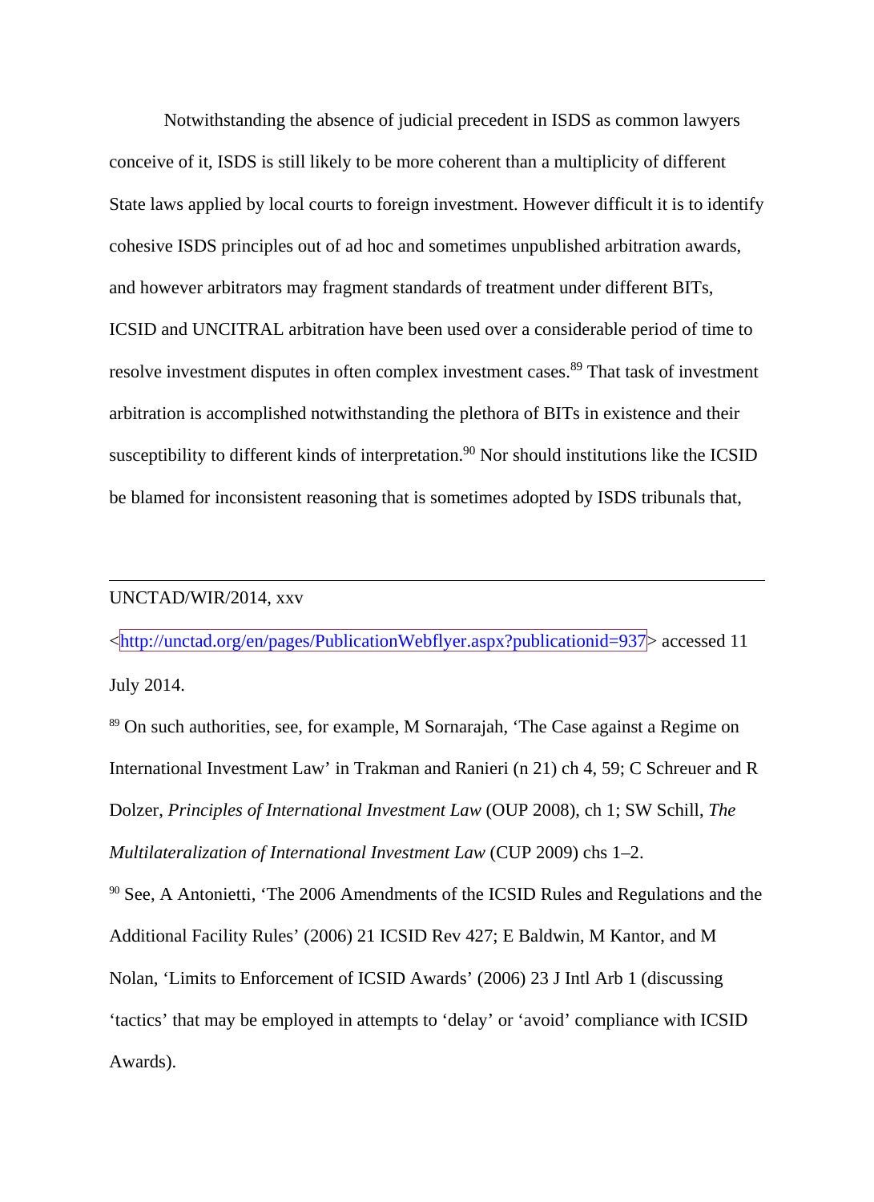Notwithstanding the absence of judicial precedent in ISDS as common lawyers conceive of it, ISDS is still likely to be more coherent than a multiplicity of different State laws applied by local courts to foreign investment. However difficult it is to identify cohesive ISDS principles out of ad hoc and sometimes unpublished arbitration awards, and however arbitrators may fragment standards of treatment under different BITs, ICSID and UNCITRAL arbitration have been used over a considerable period of time to resolve investment disputes in often complex investment cases.[89] That task of investment arbitration is accomplished notwithstanding the plethora of BITs in existence and their susceptibility to different kinds of interpretation.[90] Nor should institutions like the ICSID be blamed for inconsistent reasoning that is sometimes adopted by ISDS tribunals that,

---

UNCTAD/WIR/2014, xxv <http://unctad.org/en/pages/PublicationWebflyer.aspx?publicationid=937> accessed 11 July 2014.

[89] On such authorities, see, for example, M Sornarajah, 'The Case against a Regime on International Investment Law' in Trakman and Ranieri (n 21) ch 4, 59; C Schreuer and R Dolzer, *Principles of International Investment Law* (OUP 2008), ch 1; SW Schill, *The Multilateralization of International Investment Law* (CUP 2009) chs 1–2.

[90] See, A Antonietti, 'The 2006 Amendments of the ICSID Rules and Regulations and the Additional Facility Rules' (2006) 21 ICSID Rev 427; E Baldwin, M Kantor, and M Nolan, 'Limits to Enforcement of ICSID Awards' (2006) 23 J Intl Arb 1 (discussing 'tactics' that may be employed in attempts to 'delay' or 'avoid' compliance with ICSID Awards).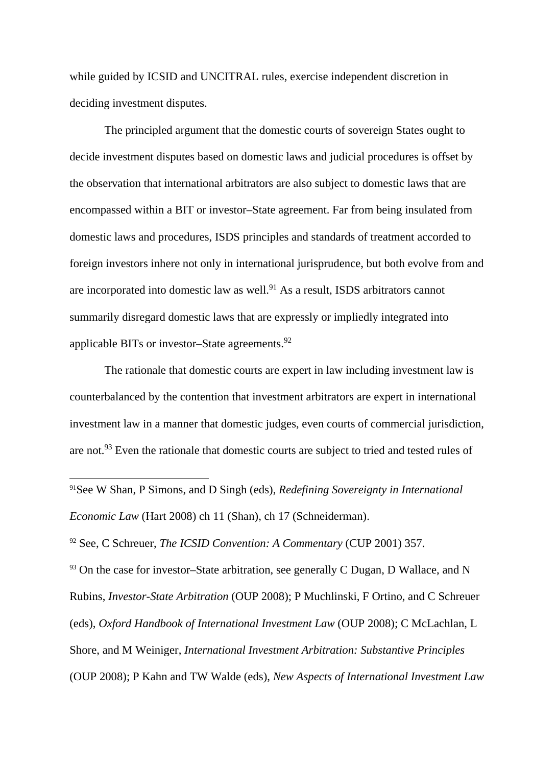while guided by ICSID and UNCITRAL rules, exercise independent discretion in deciding investment disputes.

The principled argument that the domestic courts of sovereign States ought to decide investment disputes based on domestic laws and judicial procedures is offset by the observation that international arbitrators are also subject to domestic laws that are encompassed within a BIT or investor–State agreement. Far from being insulated from domestic laws and procedures, ISDS principles and standards of treatment accorded to foreign investors inhere not only in international jurisprudence, but both evolve from and are incorporated into domestic law as well.[91] As a result, ISDS arbitrators cannot summarily disregard domestic laws that are expressly or impliedly integrated into applicable BITs or investor–State agreements.[92]

The rationale that domestic courts are expert in law including investment law is counterbalanced by the contention that investment arbitrators are expert in international investment law in a manner that domestic judges, even courts of commercial jurisdiction, are not.[93] Even the rationale that domestic courts are subject to tried and tested rules of

---

[91] See W Shan, P Simons, and D Singh (eds), *Redefining Sovereignty in International Economic Law* (Hart 2008) ch 11 (Shan), ch 17 (Schneiderman).

[92] See, C Schreuer, *The ICSID Convention: A Commentary* (CUP 2001) 357.

[93] On the case for investor–State arbitration, see generally C Dugan, D Wallace, and N Rubins, *Investor-State Arbitration* (OUP 2008); P Muchlinski, F Ortino, and C Schreuer (eds), *Oxford Handbook of International Investment Law* (OUP 2008); C McLachlan, L Shore, and M Weiniger, *International Investment Arbitration: Substantive Principles* (OUP 2008); P Kahn and TW Walde (eds), *New Aspects of International Investment Law*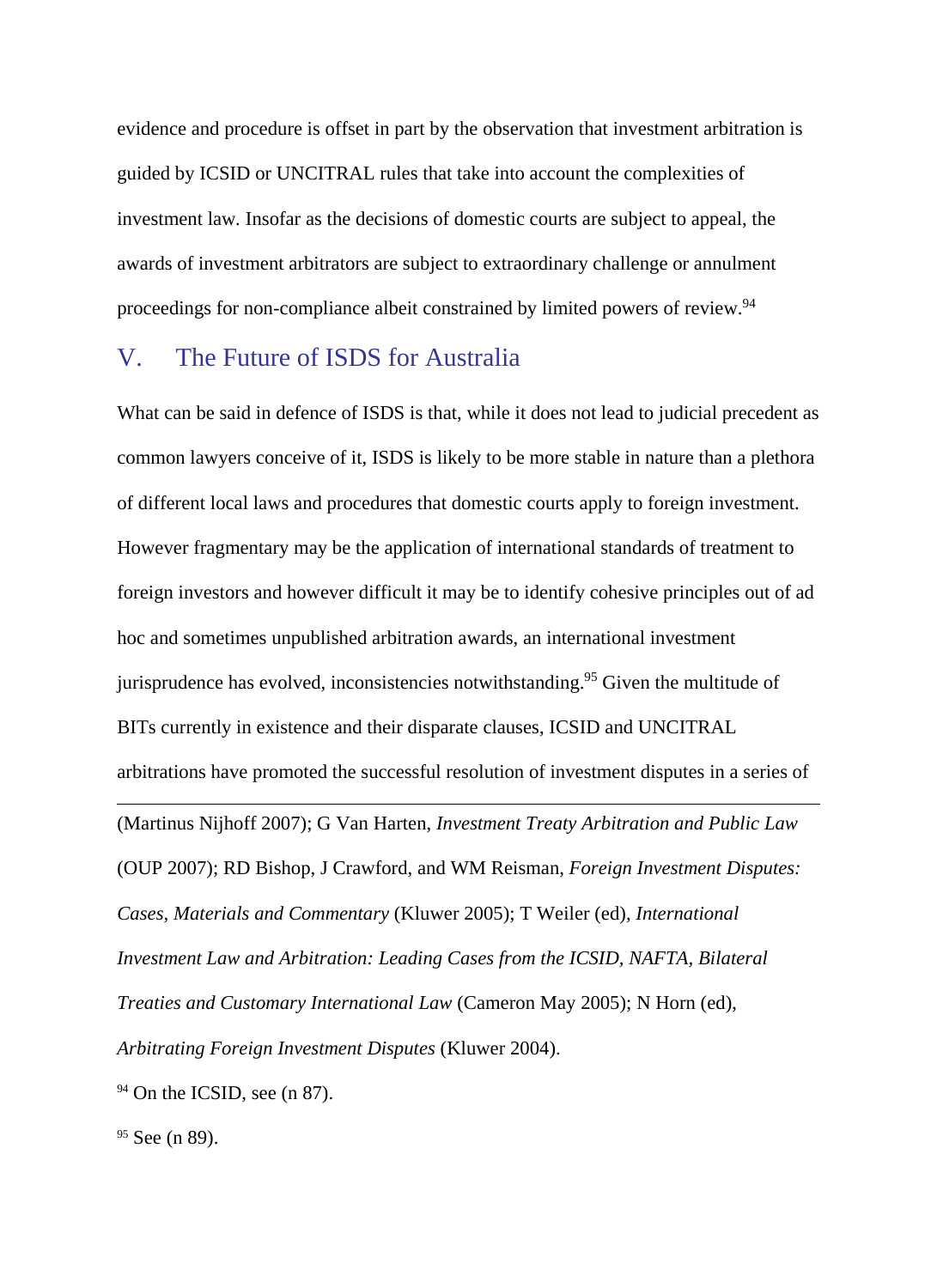evidence and procedure is offset in part by the observation that investment arbitration is guided by ICSID or UNCITRAL rules that take into account the complexities of investment law. Insofar as the decisions of domestic courts are subject to appeal, the awards of investment arbitrators are subject to extraordinary challenge or annulment proceedings for non-compliance albeit constrained by limited powers of review.[94]

## V. The Future of ISDS for Australia

What can be said in defence of ISDS is that, while it does not lead to judicial precedent as common lawyers conceive of it, ISDS is likely to be more stable in nature than a plethora of different local laws and procedures that domestic courts apply to foreign investment. However fragmentary may be the application of international standards of treatment to foreign investors and however difficult it may be to identify cohesive principles out of ad hoc and sometimes unpublished arbitration awards, an international investment jurisprudence has evolved, inconsistencies notwithstanding.[95] Given the multitude of BITs currently in existence and their disparate clauses, ICSID and UNCITRAL arbitrations have promoted the successful resolution of investment disputes in a series of

---

(Martinus Nijhoff 2007); G Van Harten, *Investment Treaty Arbitration and Public Law* (OUP 2007); RD Bishop, J Crawford, and WM Reisman, *Foreign Investment Disputes: Cases, Materials and Commentary* (Kluwer 2005); T Weiler (ed), *International Investment Law and Arbitration: Leading Cases from the ICSID, NAFTA, Bilateral Treaties and Customary International Law* (Cameron May 2005); N Horn (ed), *Arbitrating Foreign Investment Disputes* (Kluwer 2004).

[94] On the ICSID, see (n 87).

[95] See (n 89).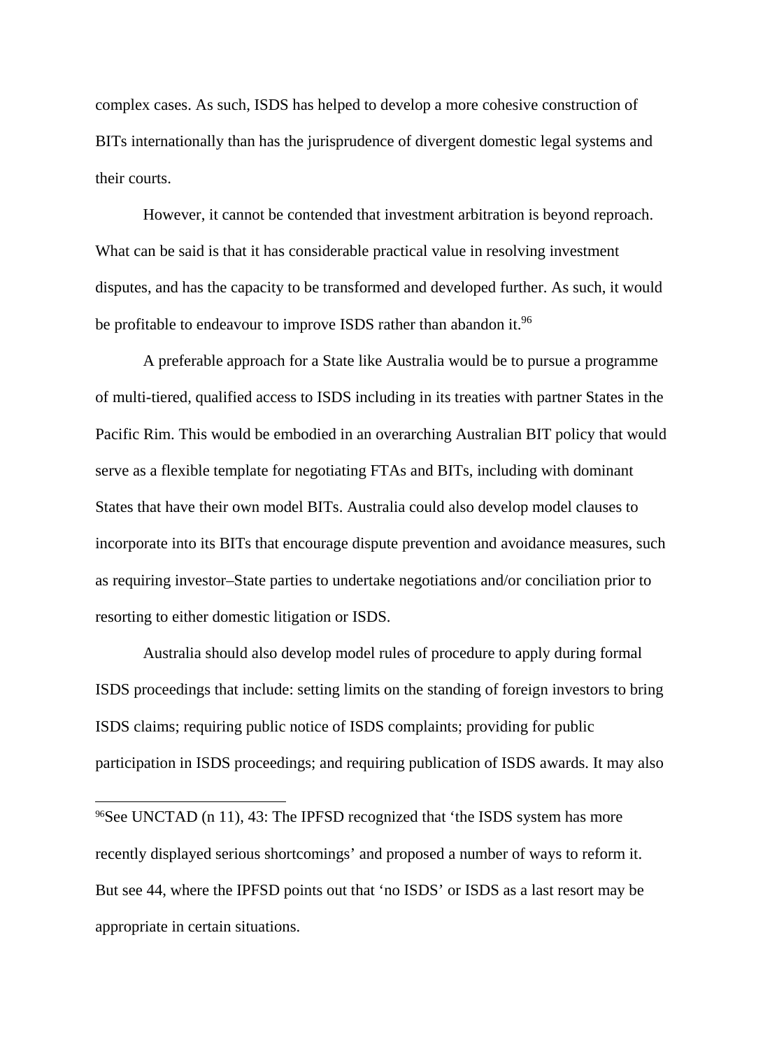complex cases. As such, ISDS has helped to develop a more cohesive construction of BITs internationally than has the jurisprudence of divergent domestic legal systems and their courts.

However, it cannot be contended that investment arbitration is beyond reproach. What can be said is that it has considerable practical value in resolving investment disputes, and has the capacity to be transformed and developed further. As such, it would be profitable to endeavour to improve ISDS rather than abandon it.[96]

A preferable approach for a State like Australia would be to pursue a programme of multi-tiered, qualified access to ISDS including in its treaties with partner States in the Pacific Rim. This would be embodied in an overarching Australian BIT policy that would serve as a flexible template for negotiating FTAs and BITs, including with dominant States that have their own model BITs. Australia could also develop model clauses to incorporate into its BITs that encourage dispute prevention and avoidance measures, such as requiring investor–State parties to undertake negotiations and/or conciliation prior to resorting to either domestic litigation or ISDS.

Australia should also develop model rules of procedure to apply during formal ISDS proceedings that include: setting limits on the standing of foreign investors to bring ISDS claims; requiring public notice of ISDS complaints; providing for public participation in ISDS proceedings; and requiring publication of ISDS awards. It may also

---

[96] See UNCTAD (n 11), 43: The IPFSD recognized that 'the ISDS system has more recently displayed serious shortcomings' and proposed a number of ways to reform it. But see 44, where the IPFSD points out that 'no ISDS' or ISDS as a last resort may be appropriate in certain situations.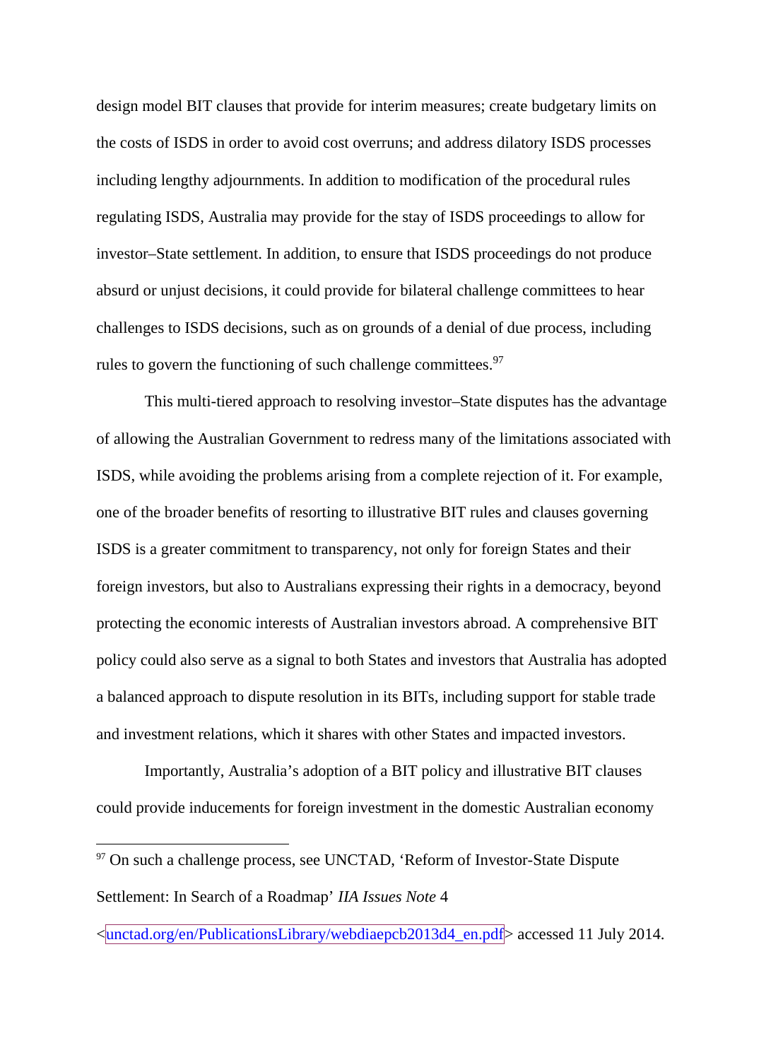design model BIT clauses that provide for interim measures; create budgetary limits on the costs of ISDS in order to avoid cost overruns; and address dilatory ISDS processes including lengthy adjournments. In addition to modification of the procedural rules regulating ISDS, Australia may provide for the stay of ISDS proceedings to allow for investor–State settlement. In addition, to ensure that ISDS proceedings do not produce absurd or unjust decisions, it could provide for bilateral challenge committees to hear challenges to ISDS decisions, such as on grounds of a denial of due process, including rules to govern the functioning of such challenge committees.[97]

This multi-tiered approach to resolving investor–State disputes has the advantage of allowing the Australian Government to redress many of the limitations associated with ISDS, while avoiding the problems arising from a complete rejection of it. For example, one of the broader benefits of resorting to illustrative BIT rules and clauses governing ISDS is a greater commitment to transparency, not only for foreign States and their foreign investors, but also to Australians expressing their rights in a democracy, beyond protecting the economic interests of Australian investors abroad. A comprehensive BIT policy could also serve as a signal to both States and investors that Australia has adopted a balanced approach to dispute resolution in its BITs, including support for stable trade and investment relations, which it shares with other States and impacted investors.

Importantly, Australia's adoption of a BIT policy and illustrative BIT clauses could provide inducements for foreign investment in the domestic Australian economy

---

[97] On such a challenge process, see UNCTAD, 'Reform of Investor-State Dispute Settlement: In Search of a Roadmap' *IIA Issues Note* 4 <unctad.org/en/PublicationsLibrary/webdiaepcb2013d4_en.pdf> accessed 11 July 2014.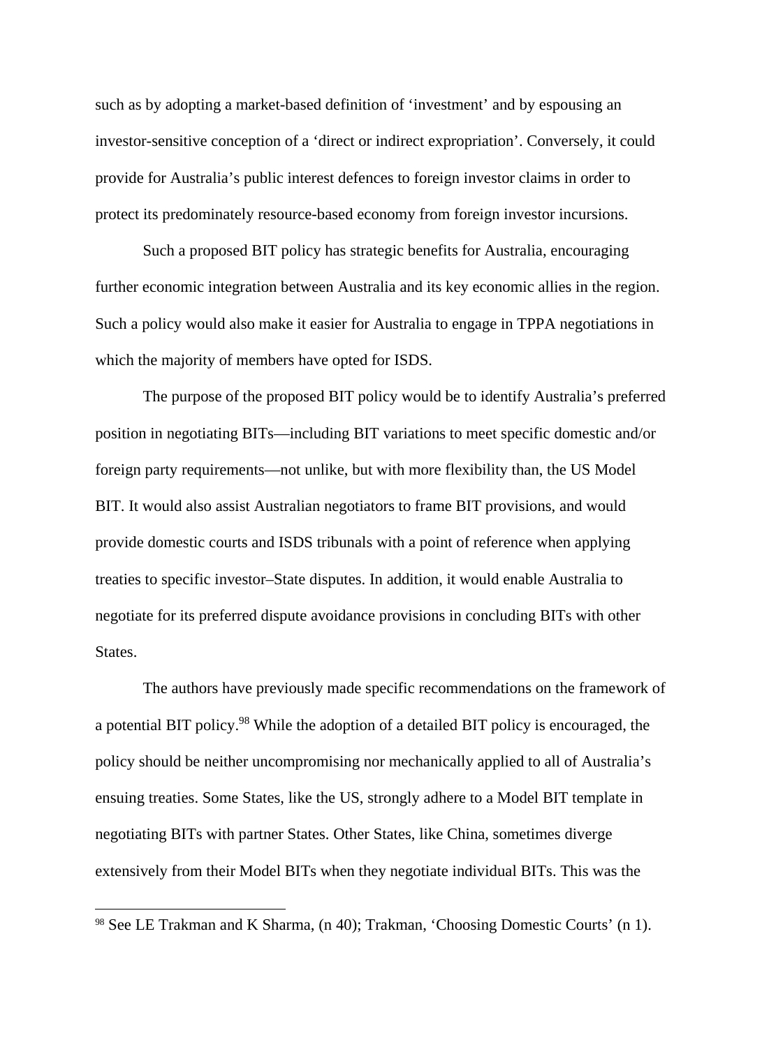such as by adopting a market-based definition of 'investment' and by espousing an investor-sensitive conception of a 'direct or indirect expropriation'. Conversely, it could provide for Australia's public interest defences to foreign investor claims in order to protect its predominately resource-based economy from foreign investor incursions.

Such a proposed BIT policy has strategic benefits for Australia, encouraging further economic integration between Australia and its key economic allies in the region. Such a policy would also make it easier for Australia to engage in TPPA negotiations in which the majority of members have opted for ISDS.

The purpose of the proposed BIT policy would be to identify Australia's preferred position in negotiating BITs—including BIT variations to meet specific domestic and/or foreign party requirements—not unlike, but with more flexibility than, the US Model BIT. It would also assist Australian negotiators to frame BIT provisions, and would provide domestic courts and ISDS tribunals with a point of reference when applying treaties to specific investor–State disputes. In addition, it would enable Australia to negotiate for its preferred dispute avoidance provisions in concluding BITs with other States.

The authors have previously made specific recommendations on the framework of a potential BIT policy.[98] While the adoption of a detailed BIT policy is encouraged, the policy should be neither uncompromising nor mechanically applied to all of Australia's ensuing treaties. Some States, like the US, strongly adhere to a Model BIT template in negotiating BITs with partner States. Other States, like China, sometimes diverge extensively from their Model BITs when they negotiate individual BITs. This was the

[98] See LE Trakman and K Sharma, (n 40); Trakman, 'Choosing Domestic Courts' (n 1).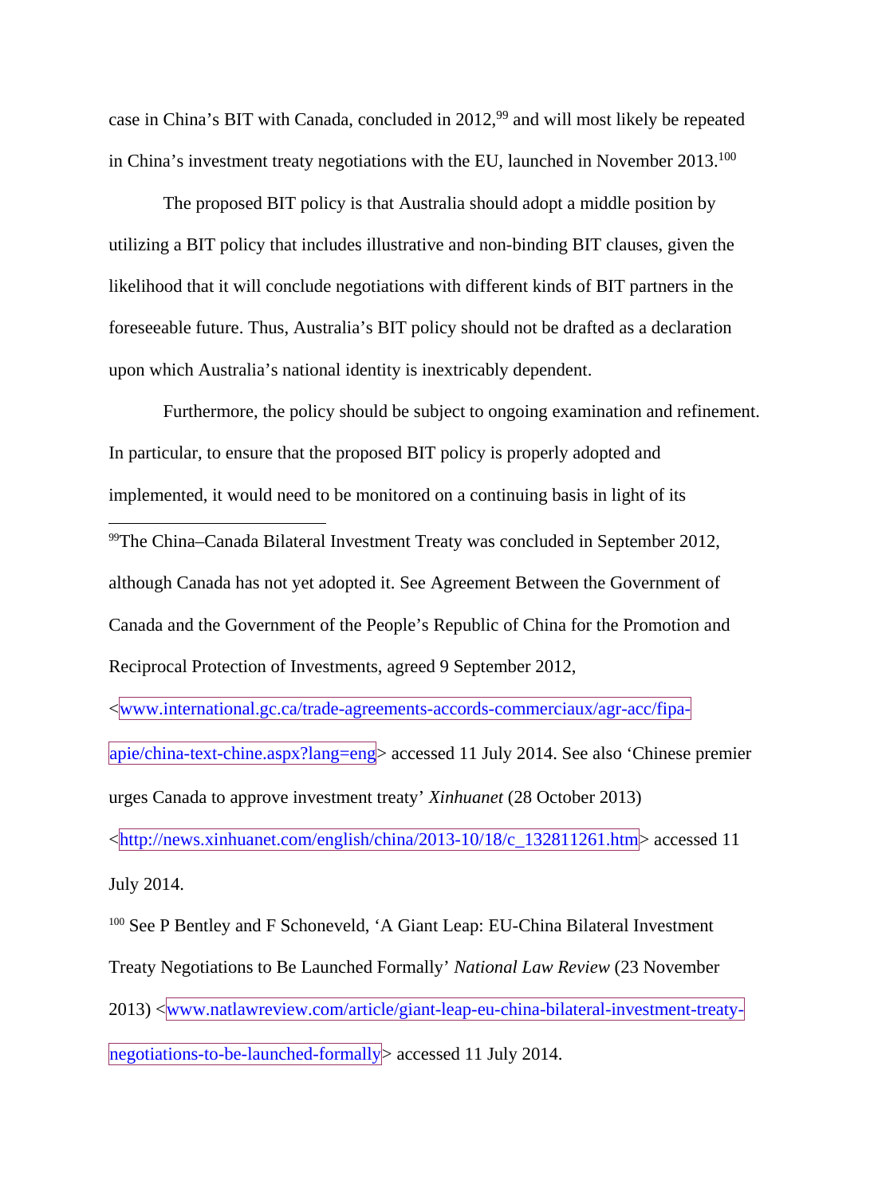case in China's BIT with Canada, concluded in 2012,[99] and will most likely be repeated in China's investment treaty negotiations with the EU, launched in November 2013.[100]

The proposed BIT policy is that Australia should adopt a middle position by utilizing a BIT policy that includes illustrative and non-binding BIT clauses, given the likelihood that it will conclude negotiations with different kinds of BIT partners in the foreseeable future. Thus, Australia's BIT policy should not be drafted as a declaration upon which Australia's national identity is inextricably dependent.

Furthermore, the policy should be subject to ongoing examination and refinement. In particular, to ensure that the proposed BIT policy is properly adopted and implemented, it would need to be monitored on a continuing basis in light of its

---

[99]The China–Canada Bilateral Investment Treaty was concluded in September 2012, although Canada has not yet adopted it. See Agreement Between the Government of Canada and the Government of the People's Republic of China for the Promotion and Reciprocal Protection of Investments, agreed 9 September 2012, <www.international.gc.ca/trade-agreements-accords-commerciaux/agr-acc/fipa-apie/china-text-chine.aspx?lang=eng> accessed 11 July 2014. See also 'Chinese premier urges Canada to approve investment treaty' *Xinhuanet* (28 October 2013) <http://news.xinhuanet.com/english/china/2013-10/18/c_132811261.htm> accessed 11 July 2014.

[100] See P Bentley and F Schoneveld, 'A Giant Leap: EU-China Bilateral Investment Treaty Negotiations to Be Launched Formally' *National Law Review* (23 November 2013) <www.natlawreview.com/article/giant-leap-eu-china-bilateral-investment-treaty-negotiations-to-be-launched-formally> accessed 11 July 2014.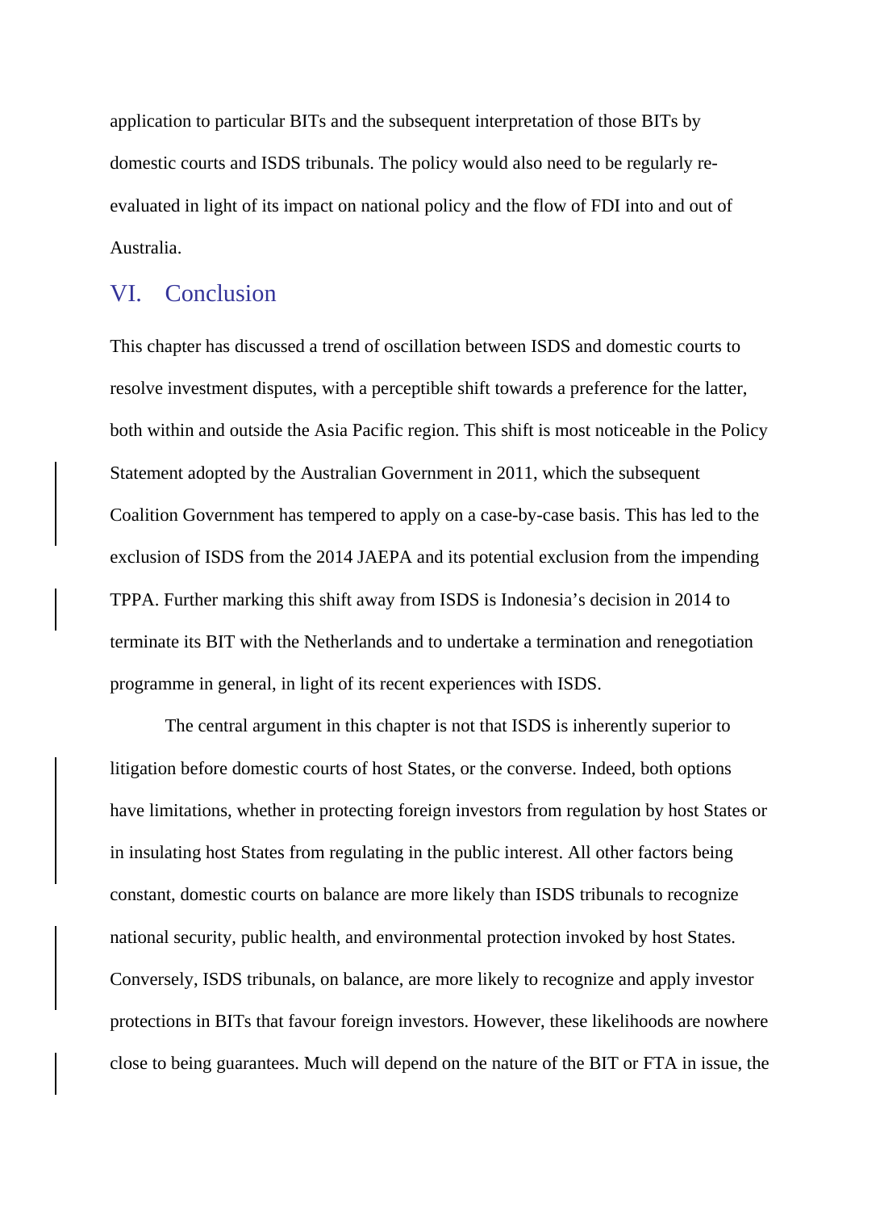application to particular BITs and the subsequent interpretation of those BITs by domestic courts and ISDS tribunals. The policy would also need to be regularly re-evaluated in light of its impact on national policy and the flow of FDI into and out of Australia.

## VI. Conclusion

This chapter has discussed a trend of oscillation between ISDS and domestic courts to resolve investment disputes, with a perceptible shift towards a preference for the latter, both within and outside the Asia Pacific region. This shift is most noticeable in the Policy Statement adopted by the Australian Government in 2011, which the subsequent Coalition Government has tempered to apply on a case-by-case basis. This has led to the exclusion of ISDS from the 2014 JAEPA and its potential exclusion from the impending TPPA. Further marking this shift away from ISDS is Indonesia's decision in 2014 to terminate its BIT with the Netherlands and to undertake a termination and renegotiation programme in general, in light of its recent experiences with ISDS.

The central argument in this chapter is not that ISDS is inherently superior to litigation before domestic courts of host States, or the converse. Indeed, both options have limitations, whether in protecting foreign investors from regulation by host States or in insulating host States from regulating in the public interest. All other factors being constant, domestic courts on balance are more likely than ISDS tribunals to recognize national security, public health, and environmental protection invoked by host States. Conversely, ISDS tribunals, on balance, are more likely to recognize and apply investor protections in BITs that favour foreign investors. However, these likelihoods are nowhere close to being guarantees. Much will depend on the nature of the BIT or FTA in issue, the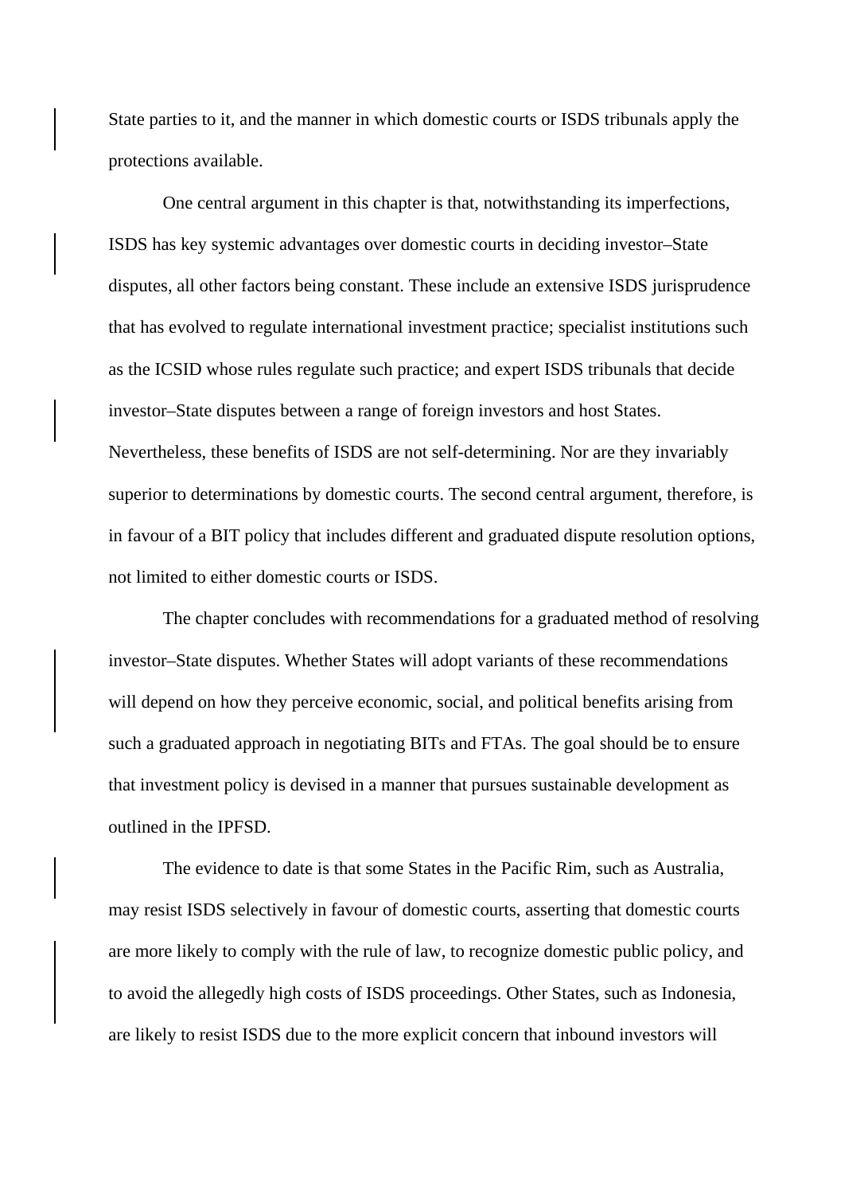State parties to it, and the manner in which domestic courts or ISDS tribunals apply the protections available.

One central argument in this chapter is that, notwithstanding its imperfections, ISDS has key systemic advantages over domestic courts in deciding investor–State disputes, all other factors being constant. These include an extensive ISDS jurisprudence that has evolved to regulate international investment practice; specialist institutions such as the ICSID whose rules regulate such practice; and expert ISDS tribunals that decide investor–State disputes between a range of foreign investors and host States. Nevertheless, these benefits of ISDS are not self-determining. Nor are they invariably superior to determinations by domestic courts. The second central argument, therefore, is in favour of a BIT policy that includes different and graduated dispute resolution options, not limited to either domestic courts or ISDS.

The chapter concludes with recommendations for a graduated method of resolving investor–State disputes. Whether States will adopt variants of these recommendations will depend on how they perceive economic, social, and political benefits arising from such a graduated approach in negotiating BITs and FTAs. The goal should be to ensure that investment policy is devised in a manner that pursues sustainable development as outlined in the IPFSD.

The evidence to date is that some States in the Pacific Rim, such as Australia, may resist ISDS selectively in favour of domestic courts, asserting that domestic courts are more likely to comply with the rule of law, to recognize domestic public policy, and to avoid the allegedly high costs of ISDS proceedings. Other States, such as Indonesia, are likely to resist ISDS due to the more explicit concern that inbound investors will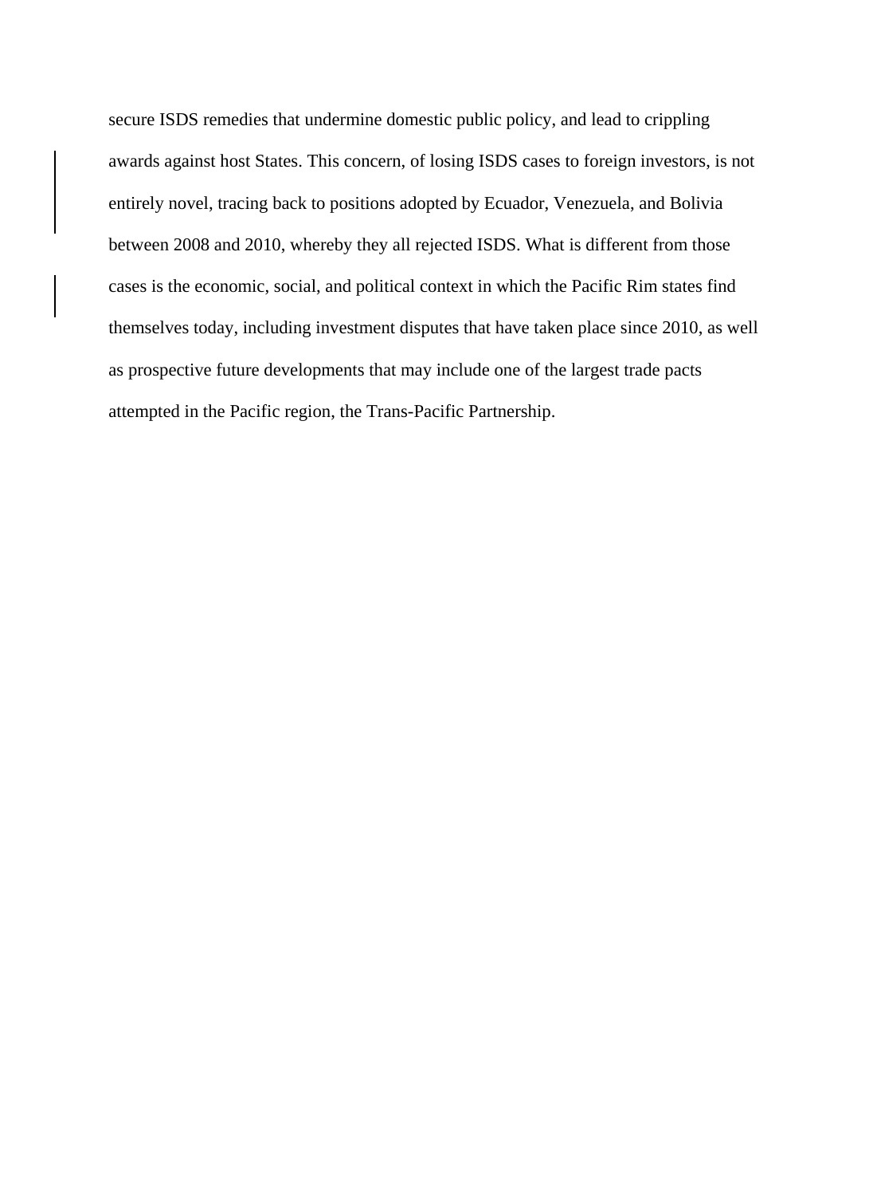secure ISDS remedies that undermine domestic public policy, and lead to crippling awards against host States. This concern, of losing ISDS cases to foreign investors, is not entirely novel, tracing back to positions adopted by Ecuador, Venezuela, and Bolivia between 2008 and 2010, whereby they all rejected ISDS. What is different from those cases is the economic, social, and political context in which the Pacific Rim states find themselves today, including investment disputes that have taken place since 2010, as well as prospective future developments that may include one of the largest trade pacts attempted in the Pacific region, the Trans-Pacific Partnership.